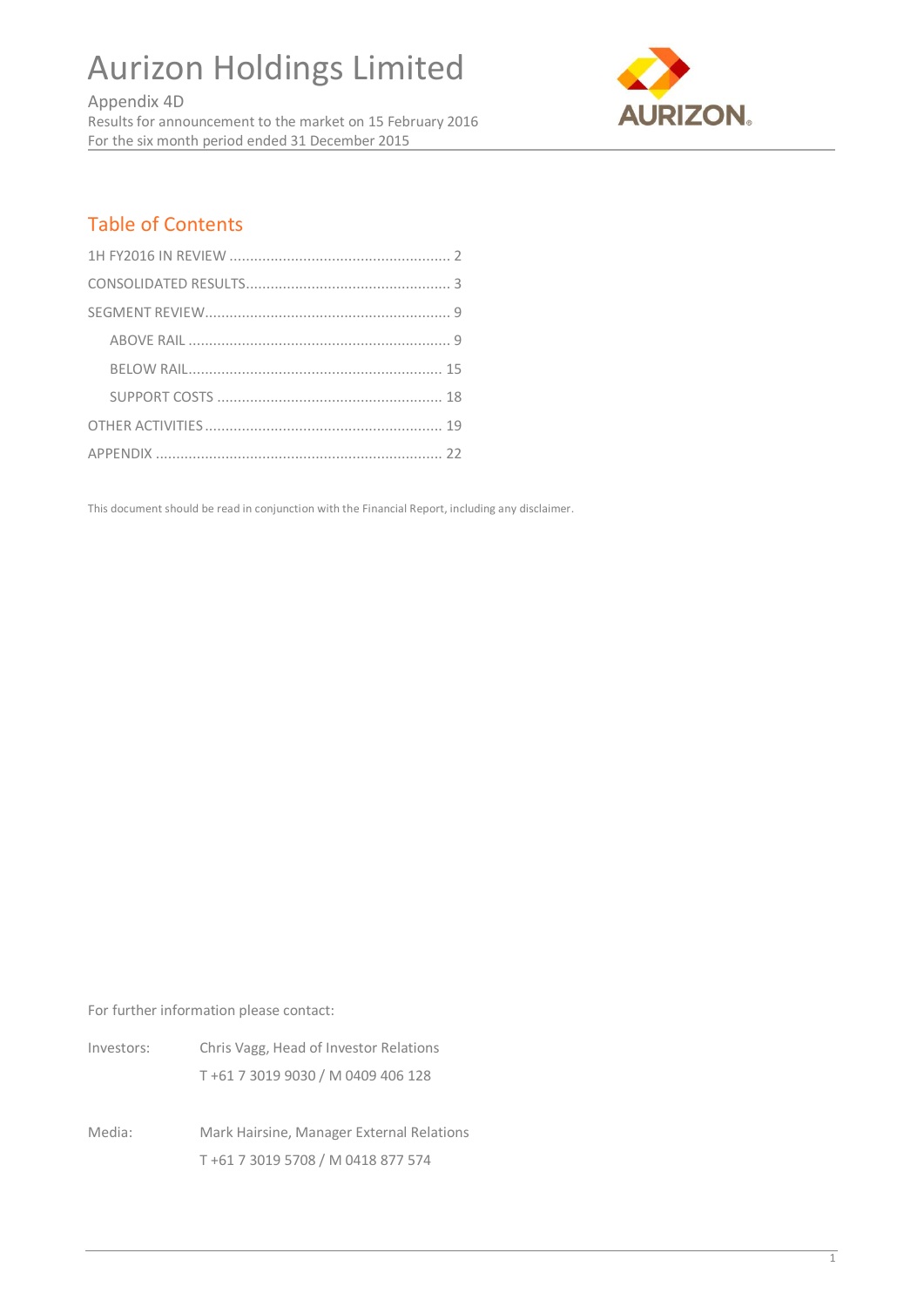# Aurizon Holdings Limited

Appendix 4D
Results for announcement to the market on 15 February 2016
For the six month period ended 31 December 2015

## Table of Contents

- 1H FY2016 IN REVIEW ..................................................... 2
- CONSOLIDATED RESULTS................................................. 3
- SEGMENT REVIEW............................................................ 9
  - ABOVE RAIL ............................................................... 9
  - BELOW RAIL.............................................................. 15
  - SUPPORT COSTS ....................................................... 18
- OTHER ACTIVITIES .......................................................... 19
- APPENDIX ...................................................................... 22

This document should be read in conjunction with the Financial Report, including any disclaimer.

For further information please contact:

Investors: Chris Vagg, Head of Investor Relations
T +61 7 3019 9030 / M 0409 406 128

Media: Mark Hairsine, Manager External Relations
T +61 7 3019 5708 / M 0418 877 574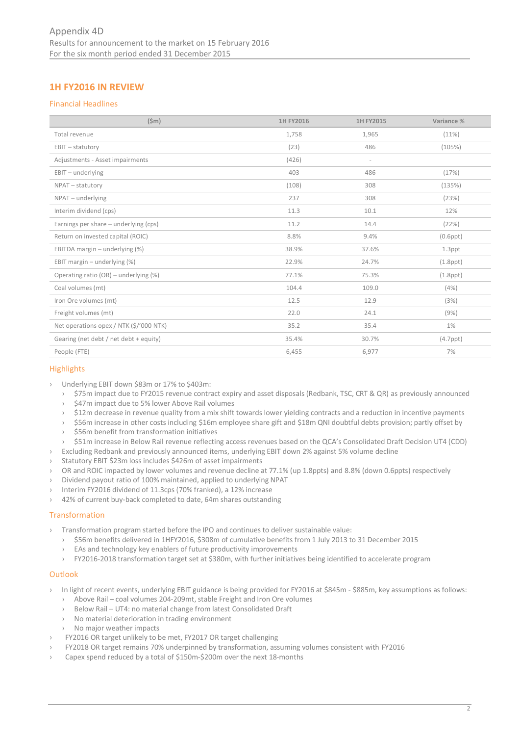Appendix 4D
Results for announcement to the market on 15 February 2016
For the six month period ended 31 December 2015

## 1H FY2016 IN REVIEW

### Financial Headlines

| ($m) | 1H FY2016 | 1H FY2015 | Variance % |
|---|---|---|---|
| Total revenue | 1,758 | 1,965 | (11%) |
| EBIT – statutory | (23) | 486 | (105%) |
| Adjustments - Asset impairments | (426) | - | |
| EBIT – underlying | 403 | 486 | (17%) |
| NPAT – statutory | (108) | 308 | (135%) |
| NPAT – underlying | 237 | 308 | (23%) |
| Interim dividend (cps) | 11.3 | 10.1 | 12% |
| Earnings per share – underlying (cps) | 11.2 | 14.4 | (22%) |
| Return on invested capital (ROIC) | 8.8% | 9.4% | (0.6ppt) |
| EBITDA margin – underlying (%) | 38.9% | 37.6% | 1.3ppt |
| EBIT margin – underlying (%) | 22.9% | 24.7% | (1.8ppt) |
| Operating ratio (OR) – underlying (%) | 77.1% | 75.3% | (1.8ppt) |
| Coal volumes (mt) | 104.4 | 109.0 | (4%) |
| Iron Ore volumes (mt) | 12.5 | 12.9 | (3%) |
| Freight volumes (mt) | 22.0 | 24.1 | (9%) |
| Net operations opex / NTK ($/'000 NTK) | 35.2 | 35.4 | 1% |
| Gearing (net debt / net debt + equity) | 35.4% | 30.7% | (4.7ppt) |
| People (FTE) | 6,455 | 6,977 | 7% |

### Highlights

- Underlying EBIT down $83m or 17% to $403m:
  - $75m impact due to FY2015 revenue contract expiry and asset disposals (Redbank, TSC, CRT & QR) as previously announced
  - $47m impact due to 5% lower Above Rail volumes
  - $12m decrease in revenue quality from a mix shift towards lower yielding contracts and a reduction in incentive payments
  - $56m increase in other costs including $16m employee share gift and $18m QNI doubtful debts provision; partly offset by
  - $56m benefit from transformation initiatives
  - $51m increase in Below Rail revenue reflecting access revenues based on the QCA's Consolidated Draft Decision UT4 (CDD)
- Excluding Redbank and previously announced items, underlying EBIT down 2% against 5% volume decline
- Statutory EBIT $23m loss includes $426m of asset impairments
- OR and ROIC impacted by lower volumes and revenue decline at 77.1% (up 1.8ppts) and 8.8% (down 0.6ppts) respectively
- Dividend payout ratio of 100% maintained, applied to underlying NPAT
- Interim FY2016 dividend of 11.3cps (70% franked), a 12% increase
- 42% of current buy-back completed to date, 64m shares outstanding

### Transformation

- Transformation program started before the IPO and continues to deliver sustainable value:
  - $56m benefits delivered in 1HFY2016, $308m of cumulative benefits from 1 July 2013 to 31 December 2015
  - EAs and technology key enablers of future productivity improvements
  - FY2016-2018 transformation target set at $380m, with further initiatives being identified to accelerate program

### Outlook

- In light of recent events, underlying EBIT guidance is being provided for FY2016 at $845m - $885m, key assumptions as follows:
  - Above Rail – coal volumes 204-209mt, stable Freight and Iron Ore volumes
  - Below Rail – UT4: no material change from latest Consolidated Draft
  - No material deterioration in trading environment
  - No major weather impacts
- FY2016 OR target unlikely to be met, FY2017 OR target challenging
- FY2018 OR target remains 70% underpinned by transformation, assuming volumes consistent with FY2016
- Capex spend reduced by a total of $150m-$200m over the next 18-months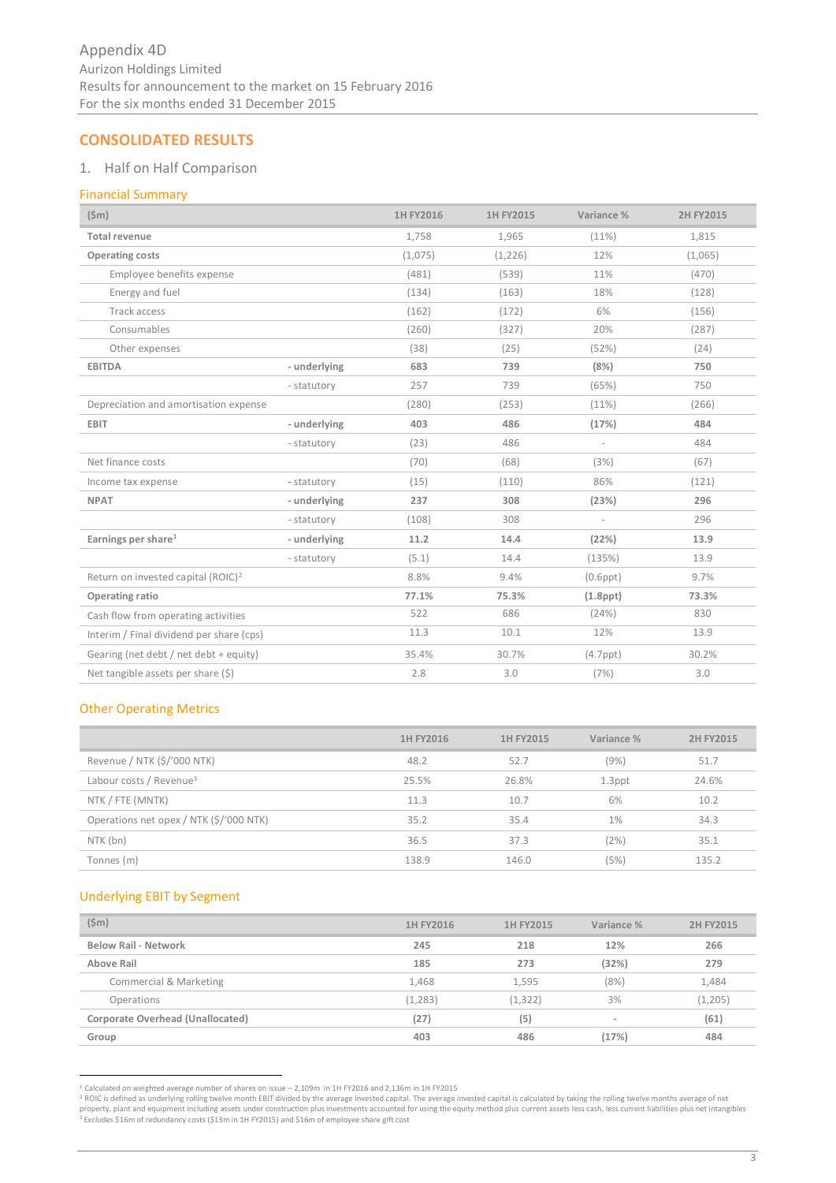Appendix 4D
Aurizon Holdings Limited
Results for announcement to the market on 15 February 2016
For the six months ended 31 December 2015

## CONSOLIDATED RESULTS

### 1. Half on Half Comparison

#### Financial Summary

| ($m) | | 1H FY2016 | 1H FY2015 | Variance % | 2H FY2015 |
|---|---|---|---|---|---|
| **Total revenue** | | 1,758 | 1,965 | (11%) | 1,815 |
| **Operating costs** | | (1,075) | (1,226) | 12% | (1,065) |
| Employee benefits expense | | (481) | (539) | 11% | (470) |
| Energy and fuel | | (134) | (163) | 18% | (128) |
| Track access | | (162) | (172) | 6% | (156) |
| Consumables | | (260) | (327) | 20% | (287) |
| Other expenses | | (38) | (25) | (52%) | (24) |
| **EBITDA** | **- underlying** | **683** | **739** | **(8%)** | **750** |
| | - statutory | 257 | 739 | (65%) | 750 |
| Depreciation and amortisation expense | | (280) | (253) | (11%) | (266) |
| **EBIT** | **- underlying** | **403** | **486** | **(17%)** | **484** |
| | - statutory | (23) | 486 | - | 484 |
| Net finance costs | | (70) | (68) | (3%) | (67) |
| Income tax expense | - statutory | (15) | (110) | 86% | (121) |
| **NPAT** | **- underlying** | **237** | **308** | **(23%)** | **296** |
| | - statutory | (108) | 308 | - | 296 |
| **Earnings per share**[1] | **- underlying** | **11.2** | **14.4** | **(22%)** | **13.9** |
| | - statutory | (5.1) | 14.4 | (135%) | 13.9 |
| Return on invested capital (ROIC)[2] | | 8.8% | 9.4% | (0.6ppt) | 9.7% |
| **Operating ratio** | | **77.1%** | **75.3%** | **(1.8ppt)** | **73.3%** |
| Cash flow from operating activities | | 522 | 686 | (24%) | 830 |
| Interim / Final dividend per share (cps) | | 11.3 | 10.1 | 12% | 13.9 |
| Gearing (net debt / net debt + equity) | | 35.4% | 30.7% | (4.7ppt) | 30.2% |
| Net tangible assets per share ($) | | 2.8 | 3.0 | (7%) | 3.0 |

#### Other Operating Metrics

| | 1H FY2016 | 1H FY2015 | Variance % | 2H FY2015 |
|---|---|---|---|---|
| Revenue / NTK ($/'000 NTK) | 48.2 | 52.7 | (9%) | 51.7 |
| Labour costs / Revenue[3] | 25.5% | 26.8% | 1.3ppt | 24.6% |
| NTK / FTE (MNTK) | 11.3 | 10.7 | 6% | 10.2 |
| Operations net opex / NTK ($/'000 NTK) | 35.2 | 35.4 | 1% | 34.3 |
| NTK (bn) | 36.5 | 37.3 | (2%) | 35.1 |
| Tonnes (m) | 138.9 | 146.0 | (5%) | 135.2 |

#### Underlying EBIT by Segment

| ($m) | 1H FY2016 | 1H FY2015 | Variance % | 2H FY2015 |
|---|---|---|---|---|
| **Below Rail - Network** | **245** | **218** | **12%** | **266** |
| **Above Rail** | **185** | **273** | **(32%)** | **279** |
| Commercial & Marketing | 1,468 | 1,595 | (8%) | 1,484 |
| Operations | (1,283) | (1,322) | 3% | (1,205) |
| **Corporate Overhead (Unallocated)** | **(27)** | **(5)** | **-** | **(61)** |
| **Group** | **403** | **486** | **(17%)** | **484** |

[1] Calculated on weighted average number of shares on issue – 2,109m in 1H FY2016 and 2,136m in 1H FY2015
[2] ROIC is defined as underlying rolling twelve month EBIT divided by the average invested capital. The average invested capital is calculated by taking the rolling twelve months average of net property, plant and equipment including assets under construction plus investments accounted for using the equity method plus current assets less cash, less current liabilities plus net intangibles
[3] Excludes $16m of redundancy costs ($13m in 1H FY2015) and $16m of employee share gift cost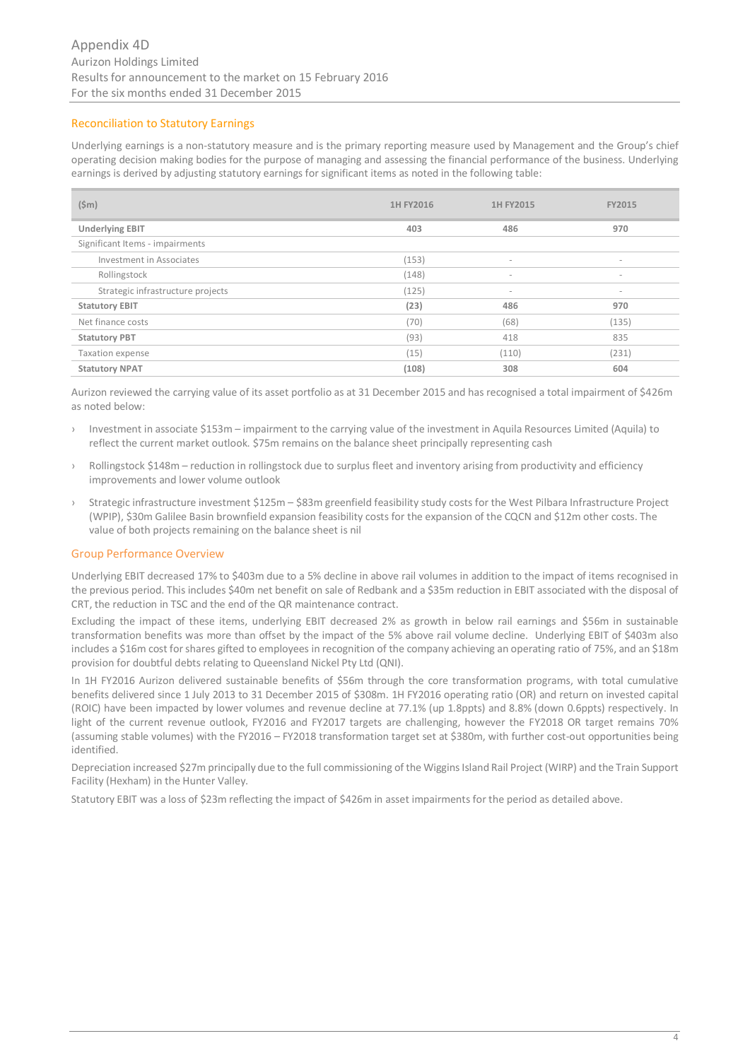## Reconciliation to Statutory Earnings

Underlying earnings is a non-statutory measure and is the primary reporting measure used by Management and the Group's chief operating decision making bodies for the purpose of managing and assessing the financial performance of the business. Underlying earnings is derived by adjusting statutory earnings for significant items as noted in the following table:

| ($m) | 1H FY2016 | 1H FY2015 | FY2015 |
|---|---|---|---|
| **Underlying EBIT** | **403** | **486** | **970** |
| Significant Items - impairments | | | |
| Investment in Associates | (153) | - | - |
| Rollingstock | (148) | - | - |
| Strategic infrastructure projects | (125) | - | - |
| **Statutory EBIT** | **(23)** | **486** | **970** |
| Net finance costs | (70) | (68) | (135) |
| **Statutory PBT** | **(93)** | 418 | 835 |
| Taxation expense | (15) | (110) | (231) |
| **Statutory NPAT** | **(108)** | **308** | **604** |

Aurizon reviewed the carrying value of its asset portfolio as at 31 December 2015 and has recognised a total impairment of $426m as noted below:

- Investment in associate $153m – impairment to the carrying value of the investment in Aquila Resources Limited (Aquila) to reflect the current market outlook. $75m remains on the balance sheet principally representing cash
- Rollingstock $148m – reduction in rollingstock due to surplus fleet and inventory arising from productivity and efficiency improvements and lower volume outlook
- Strategic infrastructure investment $125m – $83m greenfield feasibility study costs for the West Pilbara Infrastructure Project (WPIP), $30m Galilee Basin brownfield expansion feasibility costs for the expansion of the CQCN and $12m other costs. The value of both projects remaining on the balance sheet is nil

## Group Performance Overview

Underlying EBIT decreased 17% to $403m due to a 5% decline in above rail volumes in addition to the impact of items recognised in the previous period. This includes $40m net benefit on sale of Redbank and a $35m reduction in EBIT associated with the disposal of CRT, the reduction in TSC and the end of the QR maintenance contract.

Excluding the impact of these items, underlying EBIT decreased 2% as growth in below rail earnings and $56m in sustainable transformation benefits was more than offset by the impact of the 5% above rail volume decline. Underlying EBIT of $403m also includes a $16m cost for shares gifted to employees in recognition of the company achieving an operating ratio of 75%, and an $18m provision for doubtful debts relating to Queensland Nickel Pty Ltd (QNI).

In 1H FY2016 Aurizon delivered sustainable benefits of $56m through the core transformation programs, with total cumulative benefits delivered since 1 July 2013 to 31 December 2015 of $308m. 1H FY2016 operating ratio (OR) and return on invested capital (ROIC) have been impacted by lower volumes and revenue decline at 77.1% (up 1.8ppts) and 8.8% (down 0.6ppts) respectively. In light of the current revenue outlook, FY2016 and FY2017 targets are challenging, however the FY2018 OR target remains 70% (assuming stable volumes) with the FY2016 – FY2018 transformation target set at $380m, with further cost-out opportunities being identified.

Depreciation increased $27m principally due to the full commissioning of the Wiggins Island Rail Project (WIRP) and the Train Support Facility (Hexham) in the Hunter Valley.

Statutory EBIT was a loss of $23m reflecting the impact of $426m in asset impairments for the period as detailed above.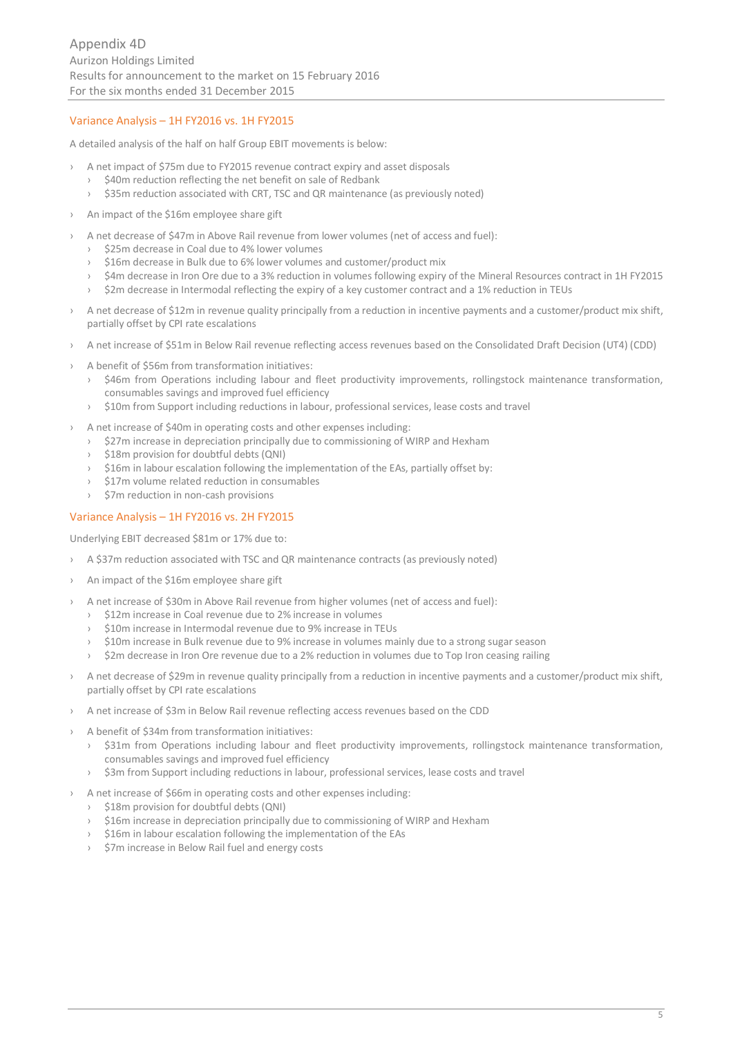## Variance Analysis – 1H FY2016 vs. 1H FY2015

A detailed analysis of the half on half Group EBIT movements is below:

- A net impact of $75m due to FY2015 revenue contract expiry and asset disposals
  - $40m reduction reflecting the net benefit on sale of Redbank
  - $35m reduction associated with CRT, TSC and QR maintenance (as previously noted)
- An impact of the $16m employee share gift
- A net decrease of $47m in Above Rail revenue from lower volumes (net of access and fuel):
  - $25m decrease in Coal due to 4% lower volumes
  - $16m decrease in Bulk due to 6% lower volumes and customer/product mix
  - $4m decrease in Iron Ore due to a 3% reduction in volumes following expiry of the Mineral Resources contract in 1H FY2015
  - $2m decrease in Intermodal reflecting the expiry of a key customer contract and a 1% reduction in TEUs
- A net decrease of $12m in revenue quality principally from a reduction in incentive payments and a customer/product mix shift, partially offset by CPI rate escalations
- A net increase of $51m in Below Rail revenue reflecting access revenues based on the Consolidated Draft Decision (UT4) (CDD)
- A benefit of $56m from transformation initiatives:
  - $46m from Operations including labour and fleet productivity improvements, rollingstock maintenance transformation, consumables savings and improved fuel efficiency
  - $10m from Support including reductions in labour, professional services, lease costs and travel
- A net increase of $40m in operating costs and other expenses including:
  - $27m increase in depreciation principally due to commissioning of WIRP and Hexham
  - $18m provision for doubtful debts (QNI)
  - $16m in labour escalation following the implementation of the EAs, partially offset by:
  - $17m volume related reduction in consumables
  - $7m reduction in non-cash provisions

## Variance Analysis – 1H FY2016 vs. 2H FY2015

Underlying EBIT decreased $81m or 17% due to:

- A $37m reduction associated with TSC and QR maintenance contracts (as previously noted)
- An impact of the $16m employee share gift
- A net increase of $30m in Above Rail revenue from higher volumes (net of access and fuel):
  - $12m increase in Coal revenue due to 2% increase in volumes
  - $10m increase in Intermodal revenue due to 9% increase in TEUs
  - $10m increase in Bulk revenue due to 9% increase in volumes mainly due to a strong sugar season
  - $2m decrease in Iron Ore revenue due to a 2% reduction in volumes due to Top Iron ceasing railing
- A net decrease of $29m in revenue quality principally from a reduction in incentive payments and a customer/product mix shift, partially offset by CPI rate escalations
- A net increase of $3m in Below Rail revenue reflecting access revenues based on the CDD
- A benefit of $34m from transformation initiatives:
  - $31m from Operations including labour and fleet productivity improvements, rollingstock maintenance transformation, consumables savings and improved fuel efficiency
  - $3m from Support including reductions in labour, professional services, lease costs and travel
- A net increase of $66m in operating costs and other expenses including:
  - $18m provision for doubtful debts (QNI)
  - $16m increase in depreciation principally due to commissioning of WIRP and Hexham
  - $16m in labour escalation following the implementation of the EAs
  - $7m increase in Below Rail fuel and energy costs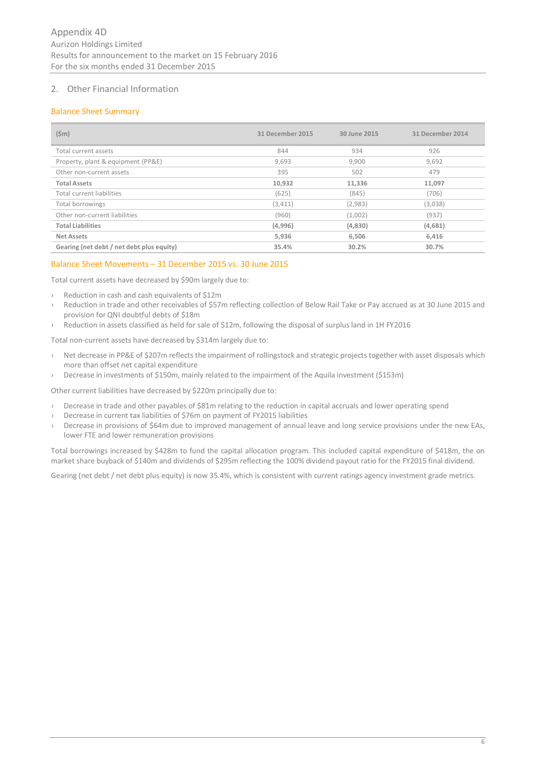## 2. Other Financial Information

### Balance Sheet Summary

| ($m) | 31 December 2015 | 30 June 2015 | 31 December 2014 |
|---|---|---|---|
| Total current assets | 844 | 934 | 926 |
| Property, plant & equipment (PP&E) | 9,693 | 9,900 | 9,692 |
| Other non-current assets | 395 | 502 | 479 |
| **Total Assets** | **10,932** | **11,336** | **11,097** |
| Total current liabilities | (625) | (845) | (706) |
| Total borrowings | (3,411) | (2,983) | (3,038) |
| Other non-current liabilities | (960) | (1,002) | (937) |
| **Total Liabilities** | **(4,996)** | **(4,830)** | **(4,681)** |
| **Net Assets** | **5,936** | **6,506** | **6,416** |
| **Gearing (net debt / net debt plus equity)** | **35.4%** | **30.2%** | **30.7%** |

### Balance Sheet Movements – 31 December 2015 vs. 30 June 2015

Total current assets have decreased by $90m largely due to:

- Reduction in cash and cash equivalents of $12m
- Reduction in trade and other receivables of $57m reflecting collection of Below Rail Take or Pay accrued as at 30 June 2015 and provision for QNI doubtful debts of $18m
- Reduction in assets classified as held for sale of $12m, following the disposal of surplus land in 1H FY2016

Total non-current assets have decreased by $314m largely due to:

- Net decrease in PP&E of $207m reflects the impairment of rollingstock and strategic projects together with asset disposals which more than offset net capital expenditure
- Decrease in investments of $150m, mainly related to the impairment of the Aquila investment ($153m)

Other current liabilities have decreased by $220m principally due to:

- Decrease in trade and other payables of $81m relating to the reduction in capital accruals and lower operating spend
- Decrease in current tax liabilities of $76m on payment of FY2015 liabilities
- Decrease in provisions of $64m due to improved management of annual leave and long service provisions under the new EAs, lower FTE and lower remuneration provisions

Total borrowings increased by $428m to fund the capital allocation program. This included capital expenditure of $418m, the on market share buyback of $140m and dividends of $295m reflecting the 100% dividend payout ratio for the FY2015 final dividend.

Gearing (net debt / net debt plus equity) is now 35.4%, which is consistent with current ratings agency investment grade metrics.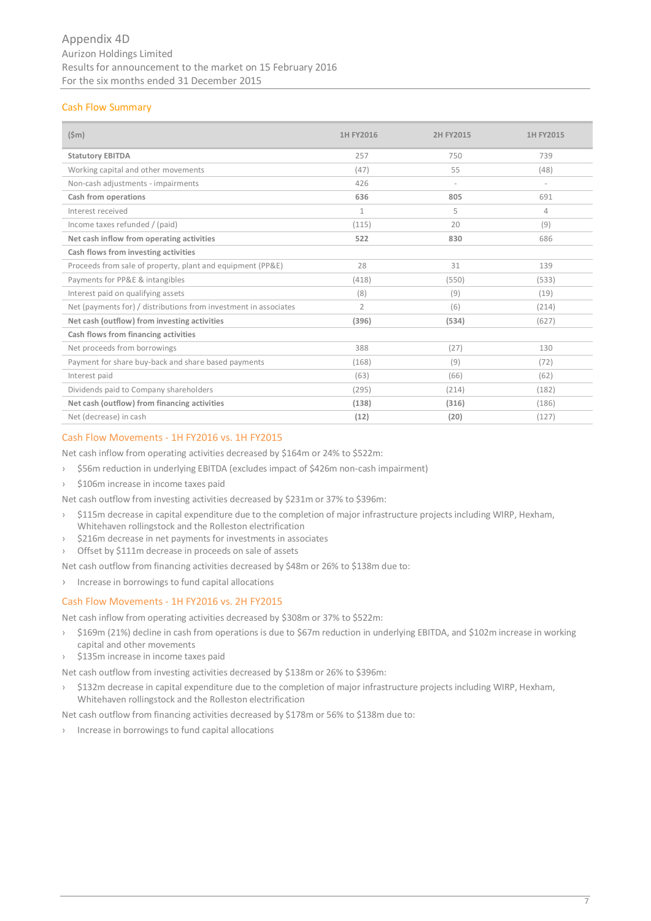Appendix 4D
Aurizon Holdings Limited
Results for announcement to the market on 15 February 2016
For the six months ended 31 December 2015

## Cash Flow Summary

| ($m) | 1H FY2016 | 2H FY2015 | 1H FY2015 |
|---|---|---|---|
| **Statutory EBITDA** | 257 | 750 | 739 |
| Working capital and other movements | (47) | 55 | (48) |
| Non-cash adjustments - impairments | 426 | - | - |
| **Cash from operations** | **636** | **805** | 691 |
| Interest received | 1 | 5 | 4 |
| Income taxes refunded / (paid) | (115) | 20 | (9) |
| **Net cash inflow from operating activities** | **522** | **830** | 686 |
| **Cash flows from investing activities** | | | |
| Proceeds from sale of property, plant and equipment (PP&E) | 28 | 31 | 139 |
| Payments for PP&E & intangibles | (418) | (550) | (533) |
| Interest paid on qualifying assets | (8) | (9) | (19) |
| Net (payments for) / distributions from investment in associates | 2 | (6) | (214) |
| **Net cash (outflow) from investing activities** | **(396)** | **(534)** | (627) |
| **Cash flows from financing activities** | | | |
| Net proceeds from borrowings | 388 | (27) | 130 |
| Payment for share buy-back and share based payments | (168) | (9) | (72) |
| Interest paid | (63) | (66) | (62) |
| Dividends paid to Company shareholders | (295) | (214) | (182) |
| **Net cash (outflow) from financing activities** | **(138)** | **(316)** | (186) |
| Net (decrease) in cash | **(12)** | **(20)** | (127) |

## Cash Flow Movements - 1H FY2016 vs. 1H FY2015

Net cash inflow from operating activities decreased by $164m or 24% to $522m:

- $56m reduction in underlying EBITDA (excludes impact of $426m non-cash impairment)
- $106m increase in income taxes paid

Net cash outflow from investing activities decreased by $231m or 37% to $396m:

- $115m decrease in capital expenditure due to the completion of major infrastructure projects including WIRP, Hexham, Whitehaven rollingstock and the Rolleston electrification
- $216m decrease in net payments for investments in associates
- Offset by $111m decrease in proceeds on sale of assets

Net cash outflow from financing activities decreased by $48m or 26% to $138m due to:

- Increase in borrowings to fund capital allocations

## Cash Flow Movements - 1H FY2016 vs. 2H FY2015

Net cash inflow from operating activities decreased by $308m or 37% to $522m:

- $169m (21%) decline in cash from operations is due to $67m reduction in underlying EBITDA, and $102m increase in working capital and other movements
- $135m increase in income taxes paid

Net cash outflow from investing activities decreased by $138m or 26% to $396m:

- $132m decrease in capital expenditure due to the completion of major infrastructure projects including WIRP, Hexham, Whitehaven rollingstock and the Rolleston electrification

Net cash outflow from financing activities decreased by $178m or 56% to $138m due to:

- Increase in borrowings to fund capital allocations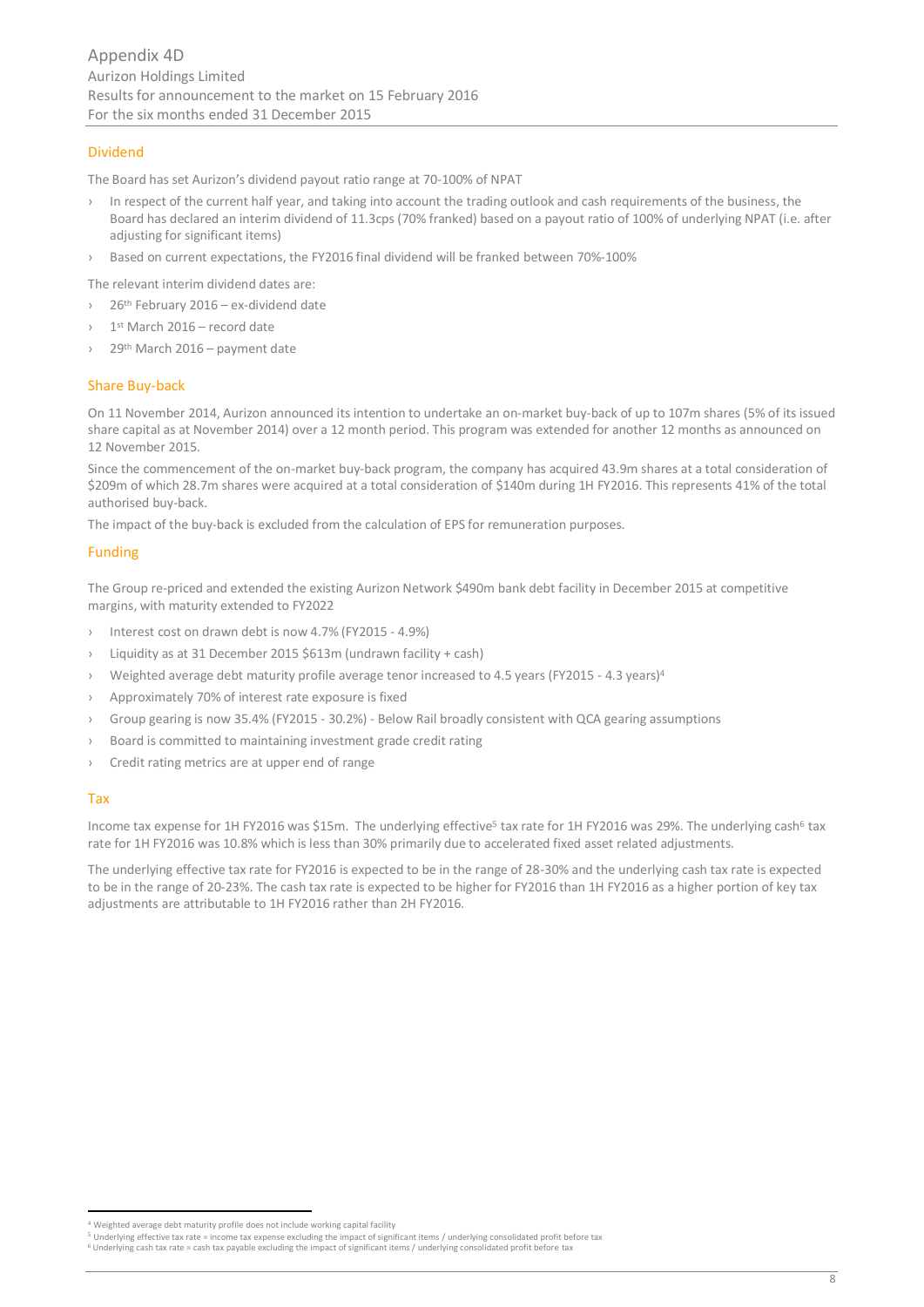## Dividend

The Board has set Aurizon's dividend payout ratio range at 70-100% of NPAT

- In respect of the current half year, and taking into account the trading outlook and cash requirements of the business, the Board has declared an interim dividend of 11.3cps (70% franked) based on a payout ratio of 100% of underlying NPAT (i.e. after adjusting for significant items)
- Based on current expectations, the FY2016 final dividend will be franked between 70%-100%

The relevant interim dividend dates are:

- 26th February 2016 – ex-dividend date
- 1st March 2016 – record date
- 29th March 2016 – payment date

## Share Buy-back

On 11 November 2014, Aurizon announced its intention to undertake an on-market buy-back of up to 107m shares (5% of its issued share capital as at November 2014) over a 12 month period. This program was extended for another 12 months as announced on 12 November 2015.

Since the commencement of the on-market buy-back program, the company has acquired 43.9m shares at a total consideration of $209m of which 28.7m shares were acquired at a total consideration of $140m during 1H FY2016. This represents 41% of the total authorised buy-back.

The impact of the buy-back is excluded from the calculation of EPS for remuneration purposes.

## Funding

The Group re-priced and extended the existing Aurizon Network $490m bank debt facility in December 2015 at competitive margins, with maturity extended to FY2022

- Interest cost on drawn debt is now 4.7% (FY2015 - 4.9%)
- Liquidity as at 31 December 2015 $613m (undrawn facility + cash)
- Weighted average debt maturity profile average tenor increased to 4.5 years (FY2015 - 4.3 years)[4]
- Approximately 70% of interest rate exposure is fixed
- Group gearing is now 35.4% (FY2015 - 30.2%) - Below Rail broadly consistent with QCA gearing assumptions
- Board is committed to maintaining investment grade credit rating
- Credit rating metrics are at upper end of range

## Tax

Income tax expense for 1H FY2016 was $15m. The underlying effective[5] tax rate for 1H FY2016 was 29%. The underlying cash[6] tax rate for 1H FY2016 was 10.8% which is less than 30% primarily due to accelerated fixed asset related adjustments.

The underlying effective tax rate for FY2016 is expected to be in the range of 28-30% and the underlying cash tax rate is expected to be in the range of 20-23%. The cash tax rate is expected to be higher for FY2016 than 1H FY2016 as a higher portion of key tax adjustments are attributable to 1H FY2016 rather than 2H FY2016.

[4] Weighted average debt maturity profile does not include working capital facility

[5] Underlying effective tax rate = income tax expense excluding the impact of significant items / underlying consolidated profit before tax

[6] Underlying cash tax rate = cash tax payable excluding the impact of significant items / underlying consolidated profit before tax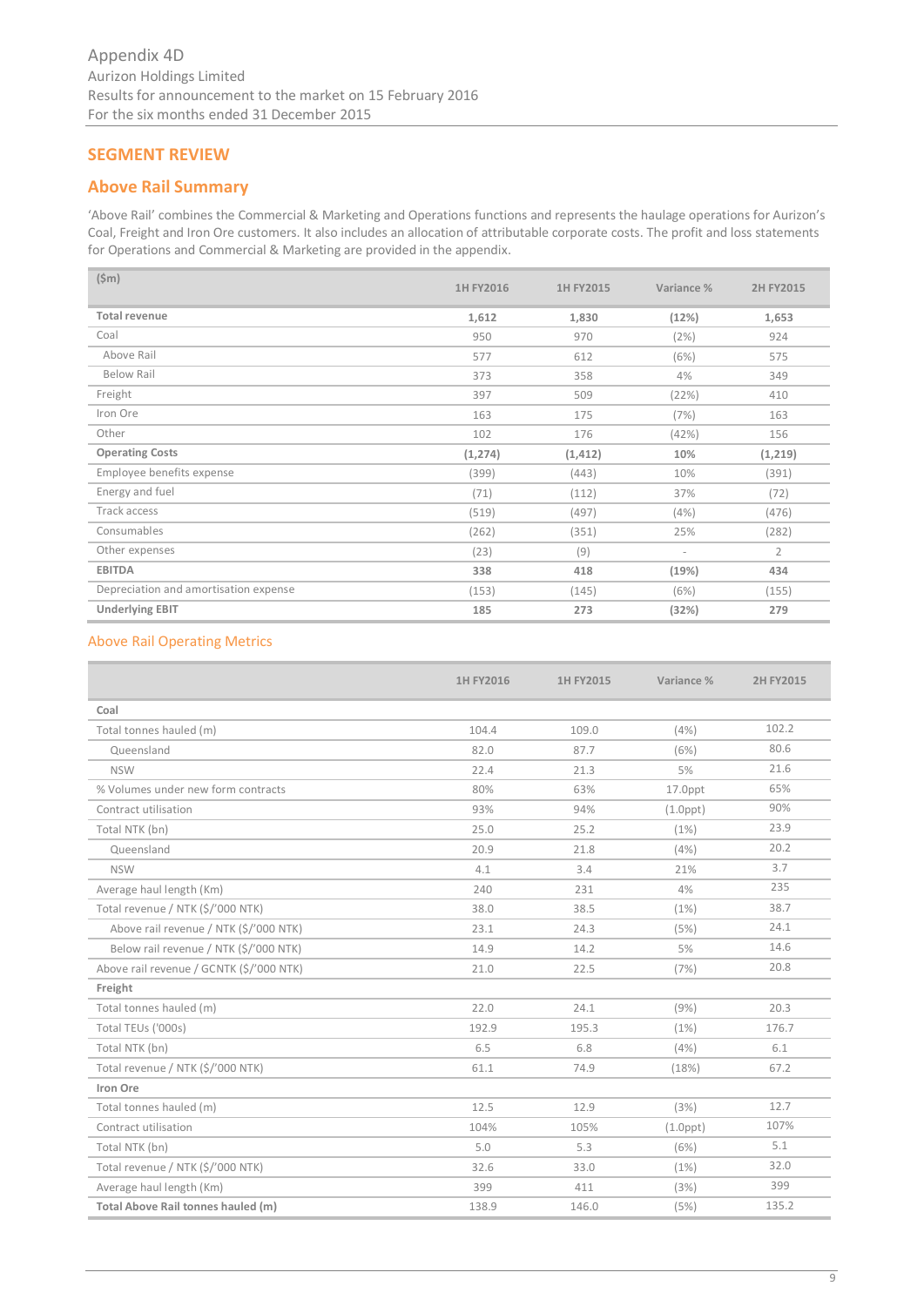## SEGMENT REVIEW

## Above Rail Summary

'Above Rail' combines the Commercial & Marketing and Operations functions and represents the haulage operations for Aurizon's Coal, Freight and Iron Ore customers. It also includes an allocation of attributable corporate costs. The profit and loss statements for Operations and Commercial & Marketing are provided in the appendix.

| ($m) | 1H FY2016 | 1H FY2015 | Variance % | 2H FY2015 |
|---|---|---|---|---|
| **Total revenue** | **1,612** | **1,830** | **(12%)** | **1,653** |
| Coal | 950 | 970 | (2%) | 924 |
| Above Rail | 577 | 612 | (6%) | 575 |
| Below Rail | 373 | 358 | 4% | 349 |
| Freight | 397 | 509 | (22%) | 410 |
| Iron Ore | 163 | 175 | (7%) | 163 |
| Other | 102 | 176 | (42%) | 156 |
| **Operating Costs** | **(1,274)** | **(1,412)** | **10%** | **(1,219)** |
| Employee benefits expense | (399) | (443) | 10% | (391) |
| Energy and fuel | (71) | (112) | 37% | (72) |
| Track access | (519) | (497) | (4%) | (476) |
| Consumables | (262) | (351) | 25% | (282) |
| Other expenses | (23) | (9) | - | 2 |
| **EBITDA** | **338** | **418** | **(19%)** | **434** |
| Depreciation and amortisation expense | (153) | (145) | (6%) | (155) |
| **Underlying EBIT** | **185** | **273** | **(32%)** | **279** |

### Above Rail Operating Metrics

| | 1H FY2016 | 1H FY2015 | Variance % | 2H FY2015 |
|---|---|---|---|---|
| **Coal** | | | | |
| Total tonnes hauled (m) | 104.4 | 109.0 | (4%) | 102.2 |
| Queensland | 82.0 | 87.7 | (6%) | 80.6 |
| NSW | 22.4 | 21.3 | 5% | 21.6 |
| % Volumes under new form contracts | 80% | 63% | 17.0ppt | 65% |
| Contract utilisation | 93% | 94% | (1.0ppt) | 90% |
| Total NTK (bn) | 25.0 | 25.2 | (1%) | 23.9 |
| Queensland | 20.9 | 21.8 | (4%) | 20.2 |
| NSW | 4.1 | 3.4 | 21% | 3.7 |
| Average haul length (Km) | 240 | 231 | 4% | 235 |
| Total revenue / NTK ($/'000 NTK) | 38.0 | 38.5 | (1%) | 38.7 |
| Above rail revenue / NTK ($/'000 NTK) | 23.1 | 24.3 | (5%) | 24.1 |
| Below rail revenue / NTK ($/'000 NTK) | 14.9 | 14.2 | 5% | 14.6 |
| Above rail revenue / GCNTK ($/'000 NTK) | 21.0 | 22.5 | (7%) | 20.8 |
| **Freight** | | | | |
| Total tonnes hauled (m) | 22.0 | 24.1 | (9%) | 20.3 |
| Total TEUs ('000s) | 192.9 | 195.3 | (1%) | 176.7 |
| Total NTK (bn) | 6.5 | 6.8 | (4%) | 6.1 |
| Total revenue / NTK ($/'000 NTK) | 61.1 | 74.9 | (18%) | 67.2 |
| **Iron Ore** | | | | |
| Total tonnes hauled (m) | 12.5 | 12.9 | (3%) | 12.7 |
| Contract utilisation | 104% | 105% | (1.0ppt) | 107% |
| Total NTK (bn) | 5.0 | 5.3 | (6%) | 5.1 |
| Total revenue / NTK ($/'000 NTK) | 32.6 | 33.0 | (1%) | 32.0 |
| Average haul length (Km) | 399 | 411 | (3%) | 399 |
| **Total Above Rail tonnes hauled (m)** | 138.9 | 146.0 | (5%) | 135.2 |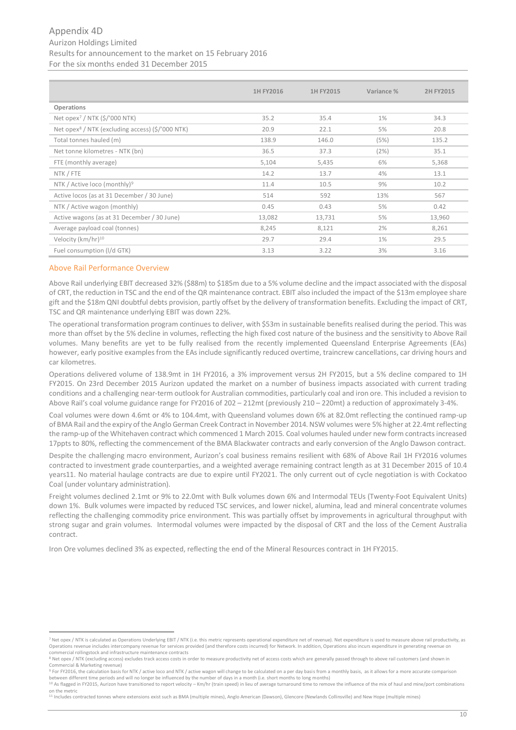Appendix 4D
Aurizon Holdings Limited
Results for announcement to the market on 15 February 2016
For the six months ended 31 December 2015

| | 1H FY2016 | 1H FY2015 | Variance % | 2H FY2015 |
|---|---|---|---|---|
| **Operations** | | | | |
| Net opex[7] / NTK ($/'000 NTK) | 35.2 | 35.4 | 1% | 34.3 |
| Net opex[8] / NTK (excluding access) ($/'000 NTK) | 20.9 | 22.1 | 5% | 20.8 |
| Total tonnes hauled (m) | 138.9 | 146.0 | (5%) | 135.2 |
| Net tonne kilometres - NTK (bn) | 36.5 | 37.3 | (2%) | 35.1 |
| FTE (monthly average) | 5,104 | 5,435 | 6% | 5,368 |
| NTK / FTE | 14.2 | 13.7 | 4% | 13.1 |
| NTK / Active loco (monthly)[9] | 11.4 | 10.5 | 9% | 10.2 |
| Active locos (as at 31 December / 30 June) | 514 | 592 | 13% | 567 |
| NTK / Active wagon (monthly) | 0.45 | 0.43 | 5% | 0.42 |
| Active wagons (as at 31 December / 30 June) | 13,082 | 13,731 | 5% | 13,960 |
| Average payload coal (tonnes) | 8,245 | 8,121 | 2% | 8,261 |
| Velocity (km/hr)[10] | 29.7 | 29.4 | 1% | 29.5 |
| Fuel consumption (l/d GTK) | 3.13 | 3.22 | 3% | 3.16 |

## Above Rail Performance Overview

Above Rail underlying EBIT decreased 32% ($88m) to $185m due to a 5% volume decline and the impact associated with the disposal of CRT, the reduction in TSC and the end of the QR maintenance contract. EBIT also included the impact of the $13m employee share gift and the $18m QNI doubtful debts provision, partly offset by the delivery of transformation benefits. Excluding the impact of CRT, TSC and QR maintenance underlying EBIT was down 22%.

The operational transformation program continues to deliver, with $53m in sustainable benefits realised during the period. This was more than offset by the 5% decline in volumes, reflecting the high fixed cost nature of the business and the sensitivity to Above Rail volumes. Many benefits are yet to be fully realised from the recently implemented Queensland Enterprise Agreements (EAs) however, early positive examples from the EAs include significantly reduced overtime, traincrew cancellations, car driving hours and car kilometres.

Operations delivered volume of 138.9mt in 1H FY2016, a 3% improvement versus 2H FY2015, but a 5% decline compared to 1H FY2015. On 23rd December 2015 Aurizon updated the market on a number of business impacts associated with current trading conditions and a challenging near-term outlook for Australian commodities, particularly coal and iron ore. This included a revision to Above Rail's coal volume guidance range for FY2016 of 202 – 212mt (previously 210 – 220mt) a reduction of approximately 3-4%.

Coal volumes were down 4.6mt or 4% to 104.4mt, with Queensland volumes down 6% at 82.0mt reflecting the continued ramp-up of BMA Rail and the expiry of the Anglo German Creek Contract in November 2014. NSW volumes were 5% higher at 22.4mt reflecting the ramp-up of the Whitehaven contract which commenced 1 March 2015. Coal volumes hauled under new form contracts increased 17ppts to 80%, reflecting the commencement of the BMA Blackwater contracts and early conversion of the Anglo Dawson contract.

Despite the challenging macro environment, Aurizon's coal business remains resilient with 68% of Above Rail 1H FY2016 volumes contracted to investment grade counterparties, and a weighted average remaining contract length as at 31 December 2015 of 10.4 years[11]. No material haulage contracts are due to expire until FY2021. The only current out of cycle negotiation is with Cockatoo Coal (under voluntary administration).

Freight volumes declined 2.1mt or 9% to 22.0mt with Bulk volumes down 6% and Intermodal TEUs (Twenty-Foot Equivalent Units) down 1%. Bulk volumes were impacted by reduced TSC services, and lower nickel, alumina, lead and mineral concentrate volumes reflecting the challenging commodity price environment. This was partially offset by improvements in agricultural throughput with strong sugar and grain volumes. Intermodal volumes were impacted by the disposal of CRT and the loss of the Cement Australia contract.

Iron Ore volumes declined 3% as expected, reflecting the end of the Mineral Resources contract in 1H FY2015.

---

[7] Net opex / NTK is calculated as Operations Underlying EBIT / NTK (i.e. this metric represents operational expenditure net of revenue). Net expenditure is used to measure above rail productivity, as Operations revenue includes intercompany revenue for services provided (and therefore costs incurred) for Network. In addition, Operations also incurs expenditure in generating revenue on commercial rollingstock and infrastructure maintenance contracts

[8] Net opex / NTK (excluding access) excludes track access costs in order to measure productivity net of access costs which are generally passed through to above rail customers (and shown in Commercial & Marketing revenue)

[9] For FY2016, the calculation basis for NTK / active loco and NTK / active wagon will change to be calculated on a per day basis from a monthly basis, as it allows for a more accurate comparison between different time periods and will no longer be influenced by the number of days in a month (i.e. short months to long months)

[10] As flagged in FY2015, Aurizon have transitioned to report velocity – Km/hr (train speed) in lieu of average turnaround time to remove the influence of the mix of haul and mine/port combinations on the metric

[11] Includes contracted tonnes where extensions exist such as BMA (multiple mines), Anglo American (Dawson), Glencore (Newlands Collinsville) and New Hope (multiple mines)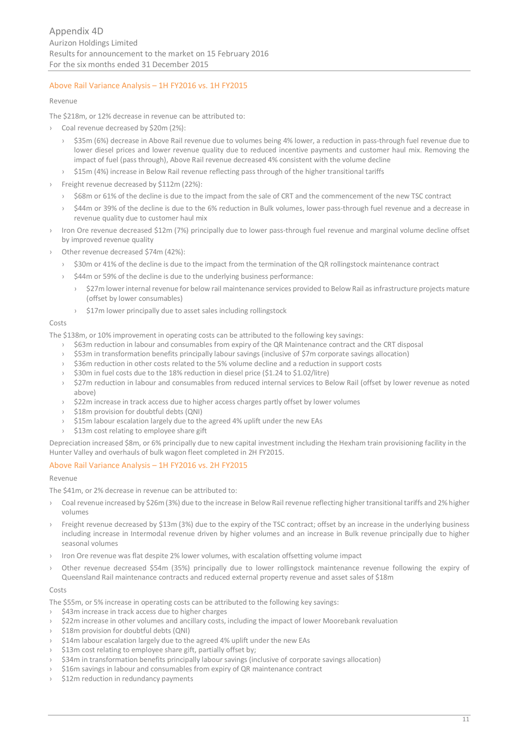## Above Rail Variance Analysis – 1H FY2016 vs. 1H FY2015

### Revenue

The $218m, or 12% decrease in revenue can be attributed to:

- Coal revenue decreased by $20m (2%):
  - $35m (6%) decrease in Above Rail revenue due to volumes being 4% lower, a reduction in pass-through fuel revenue due to lower diesel prices and lower revenue quality due to reduced incentive payments and customer haul mix. Removing the impact of fuel (pass through), Above Rail revenue decreased 4% consistent with the volume decline
  - $15m (4%) increase in Below Rail revenue reflecting pass through of the higher transitional tariffs
- Freight revenue decreased by $112m (22%):
  - $68m or 61% of the decline is due to the impact from the sale of CRT and the commencement of the new TSC contract
  - $44m or 39% of the decline is due to the 6% reduction in Bulk volumes, lower pass-through fuel revenue and a decrease in revenue quality due to customer haul mix
- Iron Ore revenue decreased $12m (7%) principally due to lower pass-through fuel revenue and marginal volume decline offset by improved revenue quality
- Other revenue decreased $74m (42%):
  - $30m or 41% of the decline is due to the impact from the termination of the QR rollingstock maintenance contract
  - $44m or 59% of the decline is due to the underlying business performance:
    - $27m lower internal revenue for below rail maintenance services provided to Below Rail as infrastructure projects mature (offset by lower consumables)
    - $17m lower principally due to asset sales including rollingstock

### Costs

The $138m, or 10% improvement in operating costs can be attributed to the following key savings:

- $63m reduction in labour and consumables from expiry of the QR Maintenance contract and the CRT disposal
- $53m in transformation benefits principally labour savings (inclusive of $7m corporate savings allocation)
- $36m reduction in other costs related to the 5% volume decline and a reduction in support costs
- $30m in fuel costs due to the 18% reduction in diesel price ($1.24 to $1.02/litre)
- $27m reduction in labour and consumables from reduced internal services to Below Rail (offset by lower revenue as noted above)
- $22m increase in track access due to higher access charges partly offset by lower volumes
- $18m provision for doubtful debts (QNI)
- $15m labour escalation largely due to the agreed 4% uplift under the new EAs
- $13m cost relating to employee share gift

Depreciation increased $8m, or 6% principally due to new capital investment including the Hexham train provisioning facility in the Hunter Valley and overhauls of bulk wagon fleet completed in 2H FY2015.

## Above Rail Variance Analysis – 1H FY2016 vs. 2H FY2015

### Revenue

The $41m, or 2% decrease in revenue can be attributed to:

- Coal revenue increased by $26m (3%) due to the increase in Below Rail revenue reflecting higher transitional tariffs and 2% higher volumes
- Freight revenue decreased by $13m (3%) due to the expiry of the TSC contract; offset by an increase in the underlying business including increase in Intermodal revenue driven by higher volumes and an increase in Bulk revenue principally due to higher seasonal volumes
- Iron Ore revenue was flat despite 2% lower volumes, with escalation offsetting volume impact
- Other revenue decreased $54m (35%) principally due to lower rollingstock maintenance revenue following the expiry of Queensland Rail maintenance contracts and reduced external property revenue and asset sales of $18m

### Costs

The $55m, or 5% increase in operating costs can be attributed to the following key savings:

- $43m increase in track access due to higher charges
- $22m increase in other volumes and ancillary costs, including the impact of lower Moorebank revaluation
- $18m provision for doubtful debts (QNI)
- $14m labour escalation largely due to the agreed 4% uplift under the new EAs
- $13m cost relating to employee share gift, partially offset by;
- $34m in transformation benefits principally labour savings (inclusive of corporate savings allocation)
- $16m savings in labour and consumables from expiry of QR maintenance contract
- $12m reduction in redundancy payments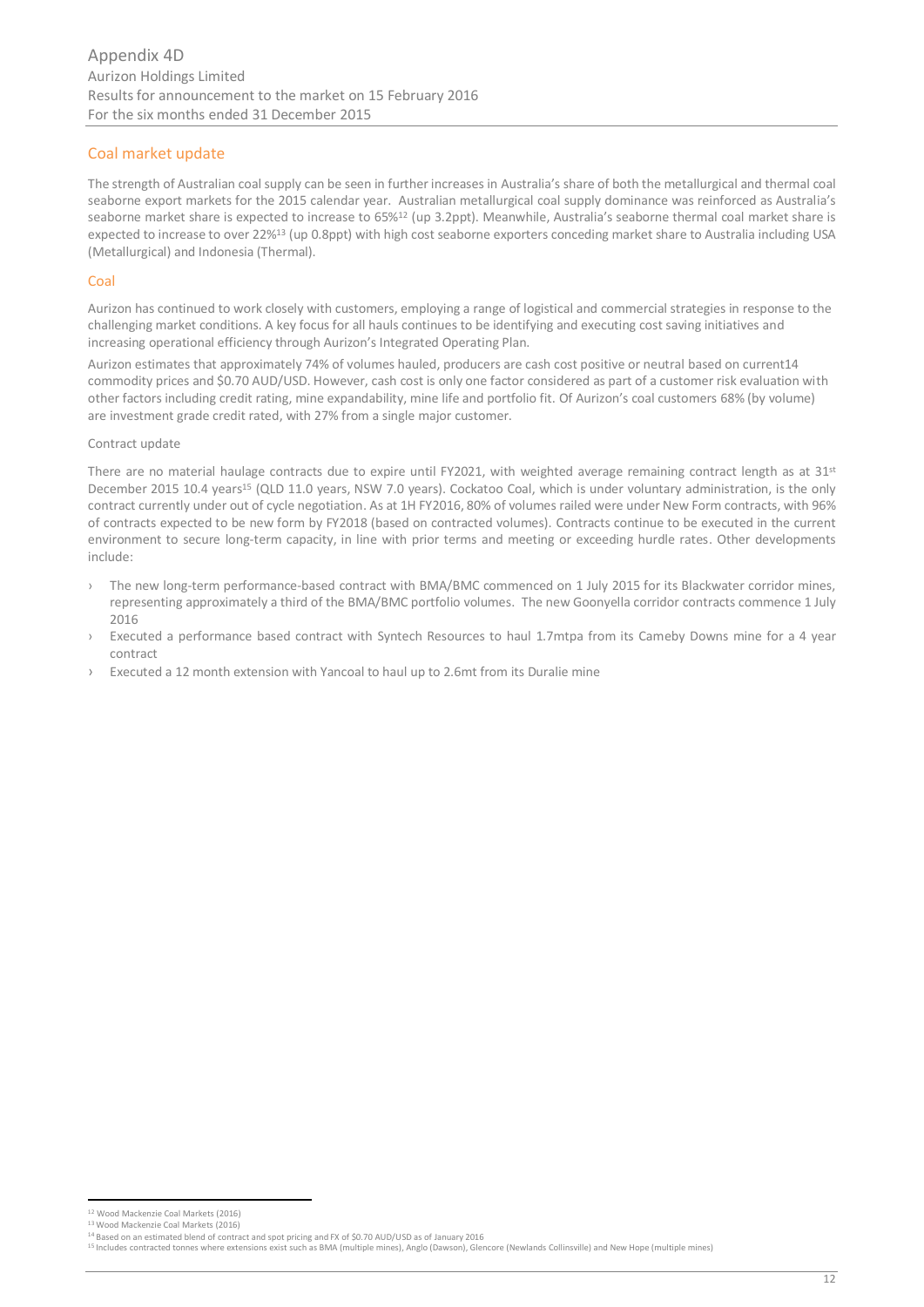## Coal market update

The strength of Australian coal supply can be seen in further increases in Australia's share of both the metallurgical and thermal coal seaborne export markets for the 2015 calendar year. Australian metallurgical coal supply dominance was reinforced as Australia's seaborne market share is expected to increase to 65%[12] (up 3.2ppt). Meanwhile, Australia's seaborne thermal coal market share is expected to increase to over 22%[13] (up 0.8ppt) with high cost seaborne exporters conceding market share to Australia including USA (Metallurgical) and Indonesia (Thermal).

## Coal

Aurizon has continued to work closely with customers, employing a range of logistical and commercial strategies in response to the challenging market conditions. A key focus for all hauls continues to be identifying and executing cost saving initiatives and increasing operational efficiency through Aurizon's Integrated Operating Plan.

Aurizon estimates that approximately 74% of volumes hauled, producers are cash cost positive or neutral based on current[14] commodity prices and $0.70 AUD/USD. However, cash cost is only one factor considered as part of a customer risk evaluation with other factors including credit rating, mine expandability, mine life and portfolio fit. Of Aurizon's coal customers 68% (by volume) are investment grade credit rated, with 27% from a single major customer.

### Contract update

There are no material haulage contracts due to expire until FY2021, with weighted average remaining contract length as at 31st December 2015 10.4 years[15] (QLD 11.0 years, NSW 7.0 years). Cockatoo Coal, which is under voluntary administration, is the only contract currently under out of cycle negotiation. As at 1H FY2016, 80% of volumes railed were under New Form contracts, with 96% of contracts expected to be new form by FY2018 (based on contracted volumes). Contracts continue to be executed in the current environment to secure long-term capacity, in line with prior terms and meeting or exceeding hurdle rates. Other developments include:

- The new long-term performance-based contract with BMA/BMC commenced on 1 July 2015 for its Blackwater corridor mines, representing approximately a third of the BMA/BMC portfolio volumes. The new Goonyella corridor contracts commence 1 July 2016
- Executed a performance based contract with Syntech Resources to haul 1.7mtpa from its Cameby Downs mine for a 4 year contract
- Executed a 12 month extension with Yancoal to haul up to 2.6mt from its Duralie mine

---

[12] Wood Mackenzie Coal Markets (2016)

[13] Wood Mackenzie Coal Markets (2016)

[14] Based on an estimated blend of contract and spot pricing and FX of $0.70 AUD/USD as of January 2016

[15] Includes contracted tonnes where extensions exist such as BMA (multiple mines), Anglo (Dawson), Glencore (Newlands Collinsville) and New Hope (multiple mines)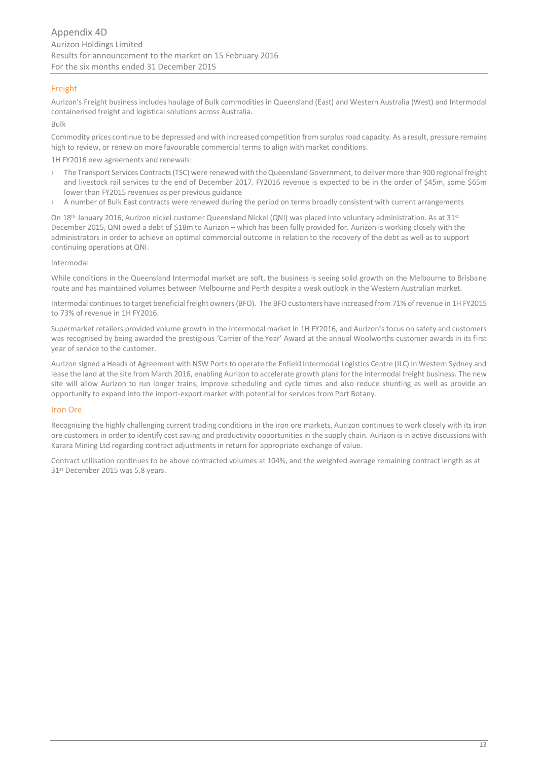## Freight

Aurizon's Freight business includes haulage of Bulk commodities in Queensland (East) and Western Australia (West) and Intermodal containerised freight and logistical solutions across Australia.

### Bulk

Commodity prices continue to be depressed and with increased competition from surplus road capacity. As a result, pressure remains high to review, or renew on more favourable commercial terms to align with market conditions.

1H FY2016 new agreements and renewals:

- The Transport Services Contracts (TSC) were renewed with the Queensland Government, to deliver more than 900 regional freight and livestock rail services to the end of December 2017. FY2016 revenue is expected to be in the order of $45m, some $65m lower than FY2015 revenues as per previous guidance
- A number of Bulk East contracts were renewed during the period on terms broadly consistent with current arrangements

On 18th January 2016, Aurizon nickel customer Queensland Nickel (QNI) was placed into voluntary administration. As at 31st December 2015, QNI owed a debt of $18m to Aurizon – which has been fully provided for. Aurizon is working closely with the administrators in order to achieve an optimal commercial outcome in relation to the recovery of the debt as well as to support continuing operations at QNI.

### Intermodal

While conditions in the Queensland Intermodal market are soft, the business is seeing solid growth on the Melbourne to Brisbane route and has maintained volumes between Melbourne and Perth despite a weak outlook in the Western Australian market.

Intermodal continues to target beneficial freight owners (BFO). The BFO customers have increased from 71% of revenue in 1H FY2015 to 73% of revenue in 1H FY2016.

Supermarket retailers provided volume growth in the intermodal market in 1H FY2016, and Aurizon's focus on safety and customers was recognised by being awarded the prestigious 'Carrier of the Year' Award at the annual Woolworths customer awards in its first year of service to the customer.

Aurizon signed a Heads of Agreement with NSW Ports to operate the Enfield Intermodal Logistics Centre (ILC) in Western Sydney and lease the land at the site from March 2016, enabling Aurizon to accelerate growth plans for the intermodal freight business. The new site will allow Aurizon to run longer trains, improve scheduling and cycle times and also reduce shunting as well as provide an opportunity to expand into the import-export market with potential for services from Port Botany.

## Iron Ore

Recognising the highly challenging current trading conditions in the iron ore markets, Aurizon continues to work closely with its iron ore customers in order to identify cost saving and productivity opportunities in the supply chain. Aurizon is in active discussions with Karara Mining Ltd regarding contract adjustments in return for appropriate exchange of value.

Contract utilisation continues to be above contracted volumes at 104%, and the weighted average remaining contract length as at 31st December 2015 was 5.8 years.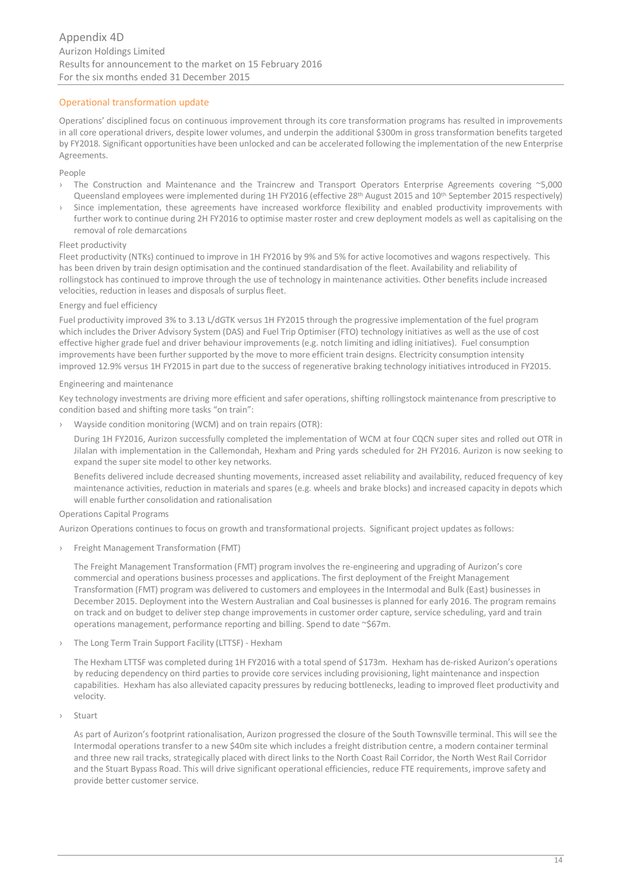## Operational transformation update

Operations' disciplined focus on continuous improvement through its core transformation programs has resulted in improvements in all core operational drivers, despite lower volumes, and underpin the additional $300m in gross transformation benefits targeted by FY2018. Significant opportunities have been unlocked and can be accelerated following the implementation of the new Enterprise Agreements.

### People

- The Construction and Maintenance and the Traincrew and Transport Operators Enterprise Agreements covering ~5,000 Queensland employees were implemented during 1H FY2016 (effective 28th August 2015 and 10th September 2015 respectively)
- Since implementation, these agreements have increased workforce flexibility and enabled productivity improvements with further work to continue during 2H FY2016 to optimise master roster and crew deployment models as well as capitalising on the removal of role demarcations

### Fleet productivity

Fleet productivity (NTKs) continued to improve in 1H FY2016 by 9% and 5% for active locomotives and wagons respectively. This has been driven by train design optimisation and the continued standardisation of the fleet. Availability and reliability of rollingstock has continued to improve through the use of technology in maintenance activities. Other benefits include increased velocities, reduction in leases and disposals of surplus fleet.

### Energy and fuel efficiency

Fuel productivity improved 3% to 3.13 L/dGTK versus 1H FY2015 through the progressive implementation of the fuel program which includes the Driver Advisory System (DAS) and Fuel Trip Optimiser (FTO) technology initiatives as well as the use of cost effective higher grade fuel and driver behaviour improvements (e.g. notch limiting and idling initiatives). Fuel consumption improvements have been further supported by the move to more efficient train designs. Electricity consumption intensity improved 12.9% versus 1H FY2015 in part due to the success of regenerative braking technology initiatives introduced in FY2015.

### Engineering and maintenance

Key technology investments are driving more efficient and safer operations, shifting rollingstock maintenance from prescriptive to condition based and shifting more tasks "on train":

- Wayside condition monitoring (WCM) and on train repairs (OTR):

  During 1H FY2016, Aurizon successfully completed the implementation of WCM at four CQCN super sites and rolled out OTR in Jilalan with implementation in the Callemondah, Hexham and Pring yards scheduled for 2H FY2016. Aurizon is now seeking to expand the super site model to other key networks.

  Benefits delivered include decreased shunting movements, increased asset reliability and availability, reduced frequency of key maintenance activities, reduction in materials and spares (e.g. wheels and brake blocks) and increased capacity in depots which will enable further consolidation and rationalisation

### Operations Capital Programs

Aurizon Operations continues to focus on growth and transformational projects. Significant project updates as follows:

- Freight Management Transformation (FMT)

  The Freight Management Transformation (FMT) program involves the re-engineering and upgrading of Aurizon's core commercial and operations business processes and applications. The first deployment of the Freight Management Transformation (FMT) program was delivered to customers and employees in the Intermodal and Bulk (East) businesses in December 2015. Deployment into the Western Australian and Coal businesses is planned for early 2016. The program remains on track and on budget to deliver step change improvements in customer order capture, service scheduling, yard and train operations management, performance reporting and billing. Spend to date ~$67m.

- The Long Term Train Support Facility (LTTSF) - Hexham

  The Hexham LTTSF was completed during 1H FY2016 with a total spend of $173m. Hexham has de-risked Aurizon's operations by reducing dependency on third parties to provide core services including provisioning, light maintenance and inspection capabilities. Hexham has also alleviated capacity pressures by reducing bottlenecks, leading to improved fleet productivity and velocity.

- Stuart

  As part of Aurizon's footprint rationalisation, Aurizon progressed the closure of the South Townsville terminal. This will see the Intermodal operations transfer to a new $40m site which includes a freight distribution centre, a modern container terminal and three new rail tracks, strategically placed with direct links to the North Coast Rail Corridor, the North West Rail Corridor and the Stuart Bypass Road. This will drive significant operational efficiencies, reduce FTE requirements, improve safety and provide better customer service.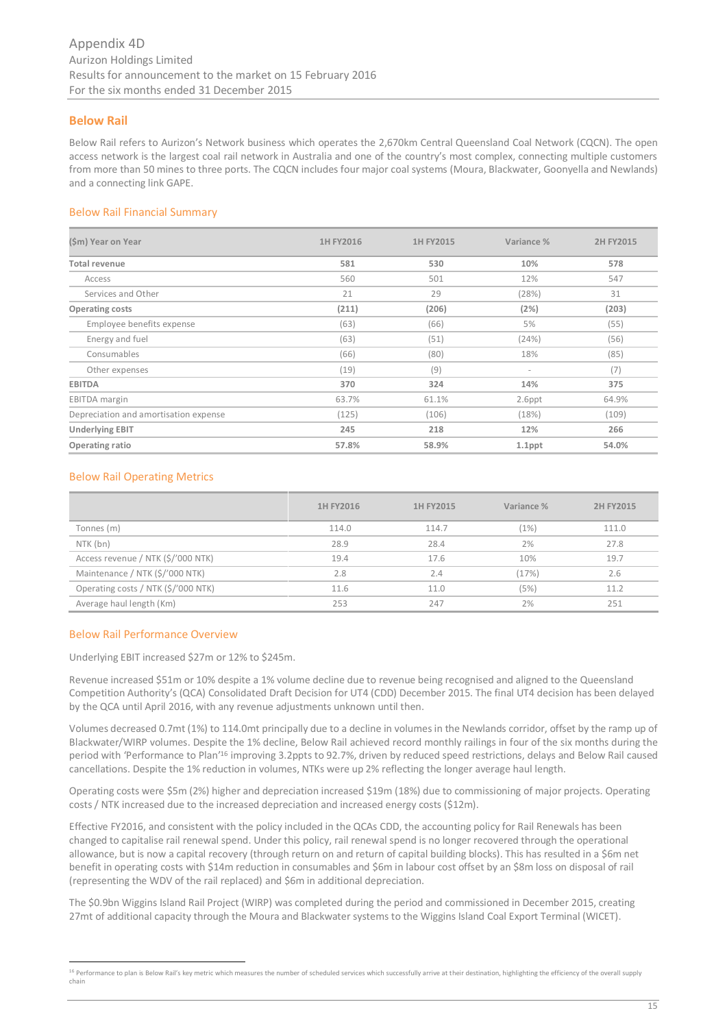## Below Rail

Below Rail refers to Aurizon's Network business which operates the 2,670km Central Queensland Coal Network (CQCN). The open access network is the largest coal rail network in Australia and one of the country's most complex, connecting multiple customers from more than 50 mines to three ports. The CQCN includes four major coal systems (Moura, Blackwater, Goonyella and Newlands) and a connecting link GAPE.

### Below Rail Financial Summary

| ($m) Year on Year | 1H FY2016 | 1H FY2015 | Variance % | 2H FY2015 |
|---|---|---|---|---|
| **Total revenue** | **581** | **530** | **10%** | **578** |
| Access | 560 | 501 | 12% | 547 |
| Services and Other | 21 | 29 | (28%) | 31 |
| **Operating costs** | **(211)** | **(206)** | **(2%)** | **(203)** |
| Employee benefits expense | (63) | (66) | 5% | (55) |
| Energy and fuel | (63) | (51) | (24%) | (56) |
| Consumables | (66) | (80) | 18% | (85) |
| Other expenses | (19) | (9) | - | (7) |
| **EBITDA** | **370** | **324** | **14%** | **375** |
| EBITDA margin | 63.7% | 61.1% | 2.6ppt | 64.9% |
| Depreciation and amortisation expense | (125) | (106) | (18%) | (109) |
| **Underlying EBIT** | **245** | **218** | **12%** | **266** |
| **Operating ratio** | **57.8%** | **58.9%** | **1.1ppt** | **54.0%** |

### Below Rail Operating Metrics

| | 1H FY2016 | 1H FY2015 | Variance % | 2H FY2015 |
|---|---|---|---|---|
| Tonnes (m) | 114.0 | 114.7 | (1%) | 111.0 |
| NTK (bn) | 28.9 | 28.4 | 2% | 27.8 |
| Access revenue / NTK ($/'000 NTK) | 19.4 | 17.6 | 10% | 19.7 |
| Maintenance / NTK ($/'000 NTK) | 2.8 | 2.4 | (17%) | 2.6 |
| Operating costs / NTK ($/'000 NTK) | 11.6 | 11.0 | (5%) | 11.2 |
| Average haul length (Km) | 253 | 247 | 2% | 251 |

### Below Rail Performance Overview

Underlying EBIT increased $27m or 12% to $245m.

Revenue increased $51m or 10% despite a 1% volume decline due to revenue being recognised and aligned to the Queensland Competition Authority's (QCA) Consolidated Draft Decision for UT4 (CDD) December 2015. The final UT4 decision has been delayed by the QCA until April 2016, with any revenue adjustments unknown until then.

Volumes decreased 0.7mt (1%) to 114.0mt principally due to a decline in volumes in the Newlands corridor, offset by the ramp up of Blackwater/WIRP volumes. Despite the 1% decline, Below Rail achieved record monthly railings in four of the six months during the period with 'Performance to Plan'[16] improving 3.2ppts to 92.7%, driven by reduced speed restrictions, delays and Below Rail caused cancellations. Despite the 1% reduction in volumes, NTKs were up 2% reflecting the longer average haul length.

Operating costs were $5m (2%) higher and depreciation increased $19m (18%) due to commissioning of major projects. Operating costs / NTK increased due to the increased depreciation and increased energy costs ($12m).

Effective FY2016, and consistent with the policy included in the QCAs CDD, the accounting policy for Rail Renewals has been changed to capitalise rail renewal spend. Under this policy, rail renewal spend is no longer recovered through the operational allowance, but is now a capital recovery (through return on and return of capital building blocks). This has resulted in a $6m net benefit in operating costs with $14m reduction in consumables and $6m in labour cost offset by an $8m loss on disposal of rail (representing the WDV of the rail replaced) and $6m in additional depreciation.

The $0.9bn Wiggins Island Rail Project (WIRP) was completed during the period and commissioned in December 2015, creating 27mt of additional capacity through the Moura and Blackwater systems to the Wiggins Island Coal Export Terminal (WICET).

[16] Performance to plan is Below Rail's key metric which measures the number of scheduled services which successfully arrive at their destination, highlighting the efficiency of the overall supply chain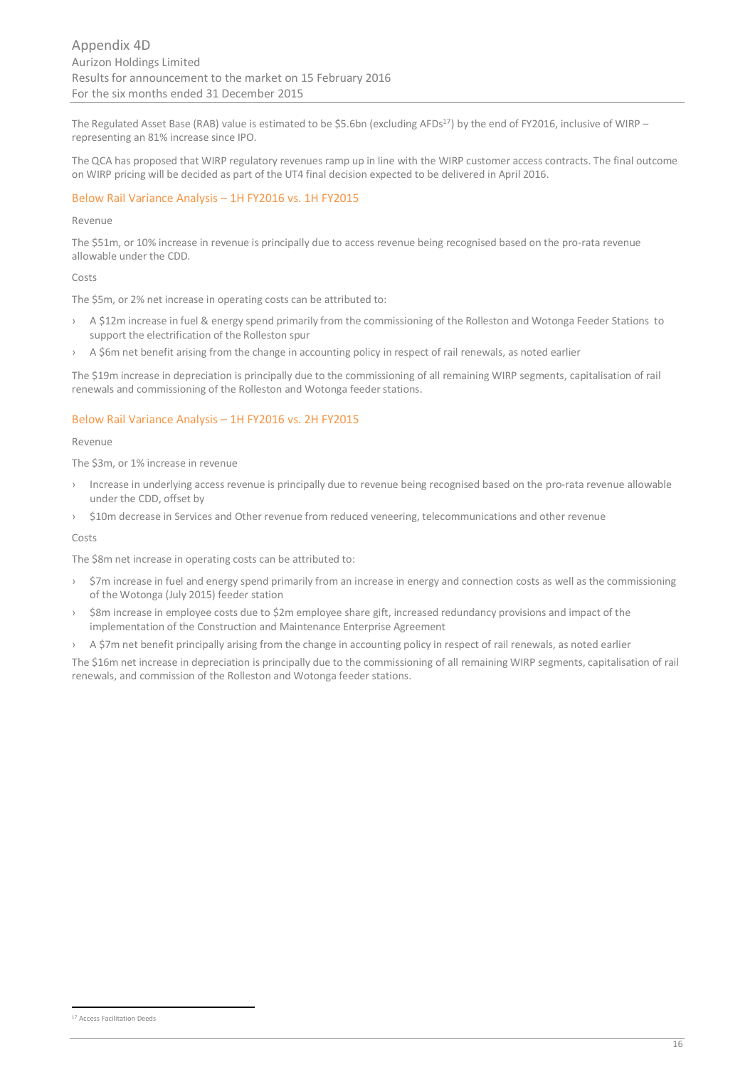The Regulated Asset Base (RAB) value is estimated to be $5.6bn (excluding AFDs[17]) by the end of FY2016, inclusive of WIRP – representing an 81% increase since IPO.

The QCA has proposed that WIRP regulatory revenues ramp up in line with the WIRP customer access contracts. The final outcome on WIRP pricing will be decided as part of the UT4 final decision expected to be delivered in April 2016.

### Below Rail Variance Analysis – 1H FY2016 vs. 1H FY2015

Revenue

The $51m, or 10% increase in revenue is principally due to access revenue being recognised based on the pro-rata revenue allowable under the CDD.

Costs

The $5m, or 2% net increase in operating costs can be attributed to:

- A $12m increase in fuel & energy spend primarily from the commissioning of the Rolleston and Wotonga Feeder Stations to support the electrification of the Rolleston spur
- A $6m net benefit arising from the change in accounting policy in respect of rail renewals, as noted earlier

The $19m increase in depreciation is principally due to the commissioning of all remaining WIRP segments, capitalisation of rail renewals and commissioning of the Rolleston and Wotonga feeder stations.

### Below Rail Variance Analysis – 1H FY2016 vs. 2H FY2015

Revenue

The $3m, or 1% increase in revenue

- Increase in underlying access revenue is principally due to revenue being recognised based on the pro-rata revenue allowable under the CDD, offset by
- $10m decrease in Services and Other revenue from reduced veneering, telecommunications and other revenue

Costs

The $8m net increase in operating costs can be attributed to:

- $7m increase in fuel and energy spend primarily from an increase in energy and connection costs as well as the commissioning of the Wotonga (July 2015) feeder station
- $8m increase in employee costs due to $2m employee share gift, increased redundancy provisions and impact of the implementation of the Construction and Maintenance Enterprise Agreement
- A $7m net benefit principally arising from the change in accounting policy in respect of rail renewals, as noted earlier

The $16m net increase in depreciation is principally due to the commissioning of all remaining WIRP segments, capitalisation of rail renewals, and commission of the Rolleston and Wotonga feeder stations.

[17] Access Facilitation Deeds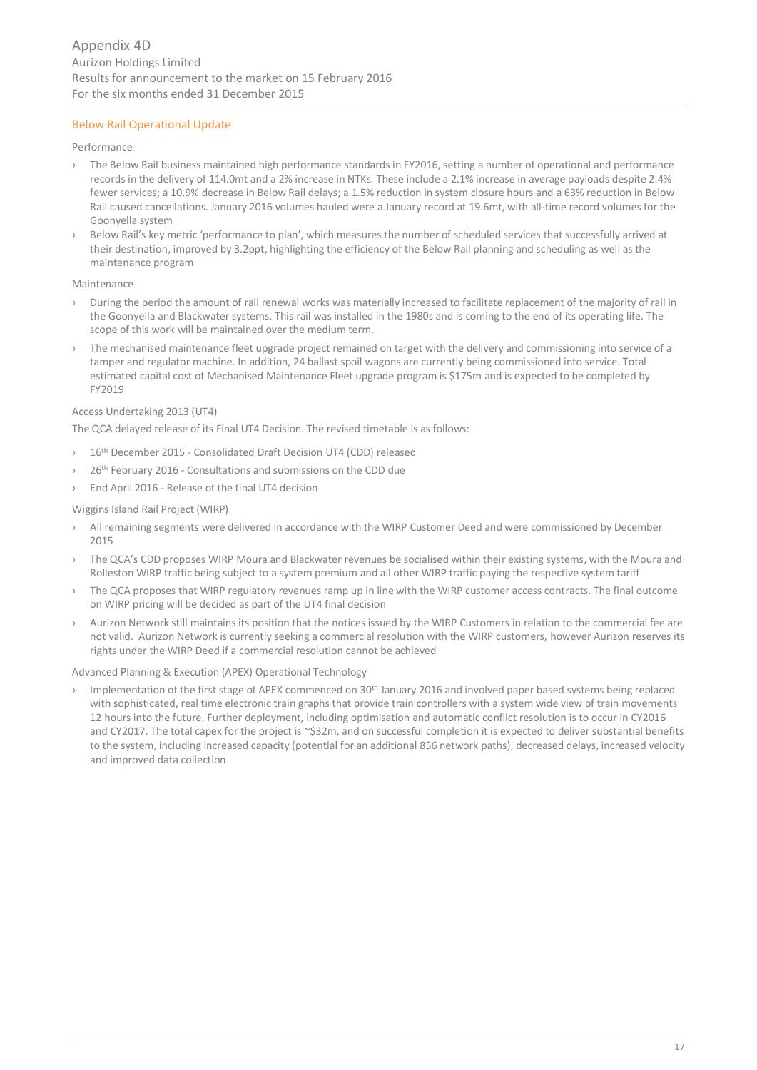## Below Rail Operational Update

Performance

- The Below Rail business maintained high performance standards in FY2016, setting a number of operational and performance records in the delivery of 114.0mt and a 2% increase in NTKs. These include a 2.1% increase in average payloads despite 2.4% fewer services; a 10.9% decrease in Below Rail delays; a 1.5% reduction in system closure hours and a 63% reduction in Below Rail caused cancellations. January 2016 volumes hauled were a January record at 19.6mt, with all-time record volumes for the Goonyella system
- Below Rail's key metric 'performance to plan', which measures the number of scheduled services that successfully arrived at their destination, improved by 3.2ppt, highlighting the efficiency of the Below Rail planning and scheduling as well as the maintenance program

Maintenance

- During the period the amount of rail renewal works was materially increased to facilitate replacement of the majority of rail in the Goonyella and Blackwater systems. This rail was installed in the 1980s and is coming to the end of its operating life. The scope of this work will be maintained over the medium term.
- The mechanised maintenance fleet upgrade project remained on target with the delivery and commissioning into service of a tamper and regulator machine. In addition, 24 ballast spoil wagons are currently being commissioned into service. Total estimated capital cost of Mechanised Maintenance Fleet upgrade program is $175m and is expected to be completed by FY2019

Access Undertaking 2013 (UT4)

The QCA delayed release of its Final UT4 Decision. The revised timetable is as follows:

- 16th December 2015 - Consolidated Draft Decision UT4 (CDD) released
- 26th February 2016 - Consultations and submissions on the CDD due
- End April 2016 - Release of the final UT4 decision

Wiggins Island Rail Project (WIRP)

- All remaining segments were delivered in accordance with the WIRP Customer Deed and were commissioned by December 2015
- The QCA's CDD proposes WIRP Moura and Blackwater revenues be socialised within their existing systems, with the Moura and Rolleston WIRP traffic being subject to a system premium and all other WIRP traffic paying the respective system tariff
- The QCA proposes that WIRP regulatory revenues ramp up in line with the WIRP customer access contracts. The final outcome on WIRP pricing will be decided as part of the UT4 final decision
- Aurizon Network still maintains its position that the notices issued by the WIRP Customers in relation to the commercial fee are not valid. Aurizon Network is currently seeking a commercial resolution with the WIRP customers, however Aurizon reserves its rights under the WIRP Deed if a commercial resolution cannot be achieved

Advanced Planning & Execution (APEX) Operational Technology

- Implementation of the first stage of APEX commenced on 30th January 2016 and involved paper based systems being replaced with sophisticated, real time electronic train graphs that provide train controllers with a system wide view of train movements 12 hours into the future. Further deployment, including optimisation and automatic conflict resolution is to occur in CY2016 and CY2017. The total capex for the project is ~$32m, and on successful completion it is expected to deliver substantial benefits to the system, including increased capacity (potential for an additional 856 network paths), decreased delays, increased velocity and improved data collection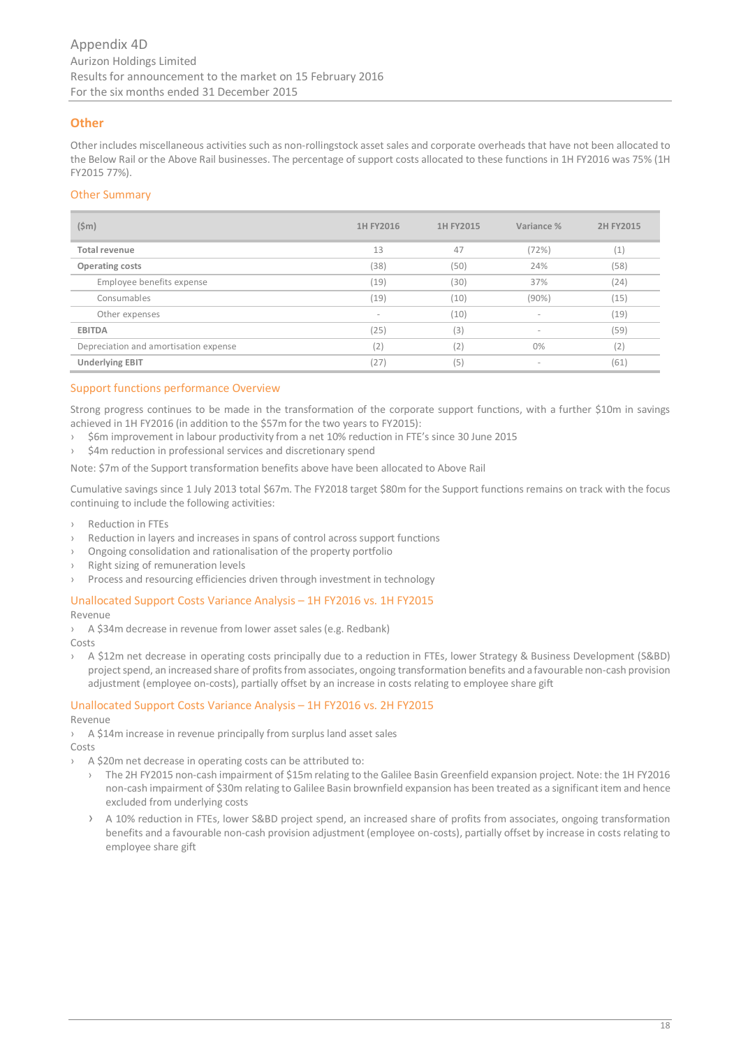## Other

Other includes miscellaneous activities such as non-rollingstock asset sales and corporate overheads that have not been allocated to the Below Rail or the Above Rail businesses. The percentage of support costs allocated to these functions in 1H FY2016 was 75% (1H FY2015 77%).

### Other Summary

| ($m) | 1H FY2016 | 1H FY2015 | Variance % | 2H FY2015 |
|---|---|---|---|---|
| **Total revenue** | 13 | 47 | (72%) | (1) |
| **Operating costs** | (38) | (50) | 24% | (58) |
| Employee benefits expense | (19) | (30) | 37% | (24) |
| Consumables | (19) | (10) | (90%) | (15) |
| Other expenses | - | (10) | - | (19) |
| **EBITDA** | (25) | (3) | - | (59) |
| Depreciation and amortisation expense | (2) | (2) | 0% | (2) |
| **Underlying EBIT** | (27) | (5) | - | (61) |

### Support functions performance Overview

Strong progress continues to be made in the transformation of the corporate support functions, with a further $10m in savings achieved in 1H FY2016 (in addition to the $57m for the two years to FY2015):

- $6m improvement in labour productivity from a net 10% reduction in FTE's since 30 June 2015
- $4m reduction in professional services and discretionary spend

Note: $7m of the Support transformation benefits above have been allocated to Above Rail

Cumulative savings since 1 July 2013 total $67m. The FY2018 target $80m for the Support functions remains on track with the focus continuing to include the following activities:

- Reduction in FTEs
- Reduction in layers and increases in spans of control across support functions
- Ongoing consolidation and rationalisation of the property portfolio
- Right sizing of remuneration levels
- Process and resourcing efficiencies driven through investment in technology

### Unallocated Support Costs Variance Analysis – 1H FY2016 vs. 1H FY2015

Revenue

- A $34m decrease in revenue from lower asset sales (e.g. Redbank)

Costs

- A $12m net decrease in operating costs principally due to a reduction in FTEs, lower Strategy & Business Development (S&BD) project spend, an increased share of profits from associates, ongoing transformation benefits and a favourable non-cash provision adjustment (employee on-costs), partially offset by an increase in costs relating to employee share gift

### Unallocated Support Costs Variance Analysis – 1H FY2016 vs. 2H FY2015

Revenue

- A $14m increase in revenue principally from surplus land asset sales

Costs

- A $20m net decrease in operating costs can be attributed to:
  - The 2H FY2015 non-cash impairment of $15m relating to the Galilee Basin Greenfield expansion project. Note: the 1H FY2016 non-cash impairment of $30m relating to Galilee Basin brownfield expansion has been treated as a significant item and hence excluded from underlying costs
  - A 10% reduction in FTEs, lower S&BD project spend, an increased share of profits from associates, ongoing transformation benefits and a favourable non-cash provision adjustment (employee on-costs), partially offset by increase in costs relating to employee share gift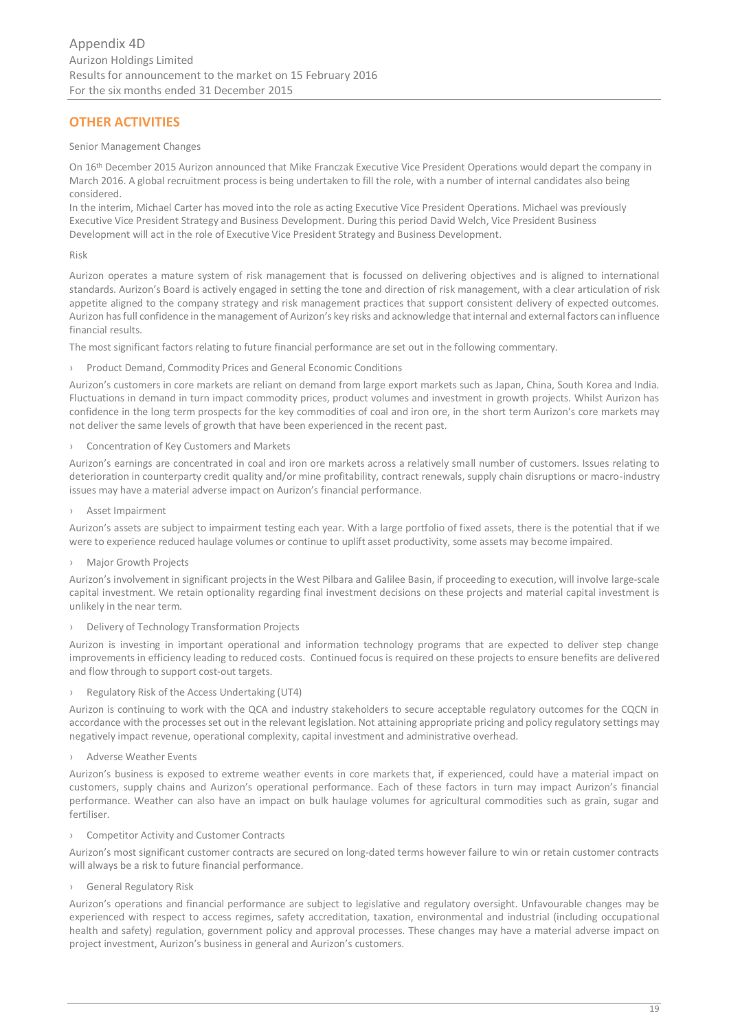## OTHER ACTIVITIES

Senior Management Changes

On 16th December 2015 Aurizon announced that Mike Franczak Executive Vice President Operations would depart the company in March 2016. A global recruitment process is being undertaken to fill the role, with a number of internal candidates also being considered.

In the interim, Michael Carter has moved into the role as acting Executive Vice President Operations. Michael was previously Executive Vice President Strategy and Business Development. During this period David Welch, Vice President Business Development will act in the role of Executive Vice President Strategy and Business Development.

Risk

Aurizon operates a mature system of risk management that is focussed on delivering objectives and is aligned to international standards. Aurizon's Board is actively engaged in setting the tone and direction of risk management, with a clear articulation of risk appetite aligned to the company strategy and risk management practices that support consistent delivery of expected outcomes. Aurizon has full confidence in the management of Aurizon's key risks and acknowledge that internal and external factors can influence financial results.

The most significant factors relating to future financial performance are set out in the following commentary.

› Product Demand, Commodity Prices and General Economic Conditions

Aurizon's customers in core markets are reliant on demand from large export markets such as Japan, China, South Korea and India. Fluctuations in demand in turn impact commodity prices, product volumes and investment in growth projects. Whilst Aurizon has confidence in the long term prospects for the key commodities of coal and iron ore, in the short term Aurizon's core markets may not deliver the same levels of growth that have been experienced in the recent past.

› Concentration of Key Customers and Markets

Aurizon's earnings are concentrated in coal and iron ore markets across a relatively small number of customers. Issues relating to deterioration in counterparty credit quality and/or mine profitability, contract renewals, supply chain disruptions or macro-industry issues may have a material adverse impact on Aurizon's financial performance.

› Asset Impairment

Aurizon's assets are subject to impairment testing each year. With a large portfolio of fixed assets, there is the potential that if we were to experience reduced haulage volumes or continue to uplift asset productivity, some assets may become impaired.

› Major Growth Projects

Aurizon's involvement in significant projects in the West Pilbara and Galilee Basin, if proceeding to execution, will involve large-scale capital investment. We retain optionality regarding final investment decisions on these projects and material capital investment is unlikely in the near term.

› Delivery of Technology Transformation Projects

Aurizon is investing in important operational and information technology programs that are expected to deliver step change improvements in efficiency leading to reduced costs. Continued focus is required on these projects to ensure benefits are delivered and flow through to support cost-out targets.

› Regulatory Risk of the Access Undertaking (UT4)

Aurizon is continuing to work with the QCA and industry stakeholders to secure acceptable regulatory outcomes for the CQCN in accordance with the processes set out in the relevant legislation. Not attaining appropriate pricing and policy regulatory settings may negatively impact revenue, operational complexity, capital investment and administrative overhead.

› Adverse Weather Events

Aurizon's business is exposed to extreme weather events in core markets that, if experienced, could have a material impact on customers, supply chains and Aurizon's operational performance. Each of these factors in turn may impact Aurizon's financial performance. Weather can also have an impact on bulk haulage volumes for agricultural commodities such as grain, sugar and fertiliser.

› Competitor Activity and Customer Contracts

Aurizon's most significant customer contracts are secured on long-dated terms however failure to win or retain customer contracts will always be a risk to future financial performance.

› General Regulatory Risk

Aurizon's operations and financial performance are subject to legislative and regulatory oversight. Unfavourable changes may be experienced with respect to access regimes, safety accreditation, taxation, environmental and industrial (including occupational health and safety) regulation, government policy and approval processes. These changes may have a material adverse impact on project investment, Aurizon's business in general and Aurizon's customers.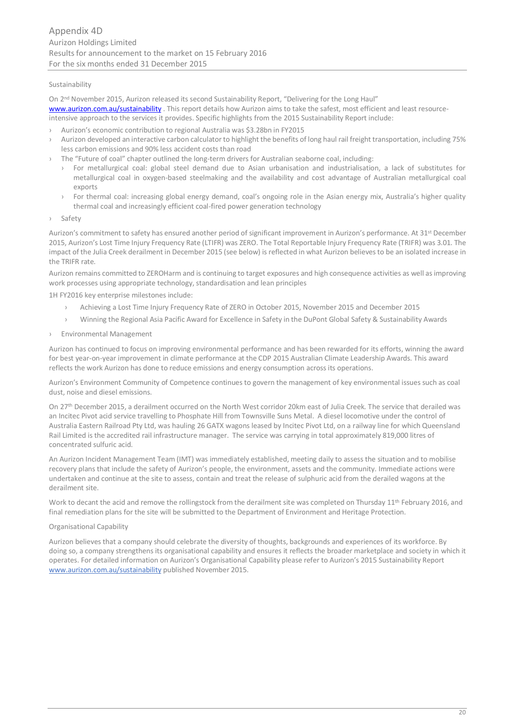Sustainability

On 2nd November 2015, Aurizon released its second Sustainability Report, "Delivering for the Long Haul" www.aurizon.com.au/sustainability . This report details how Aurizon aims to take the safest, most efficient and least resource-intensive approach to the services it provides. Specific highlights from the 2015 Sustainability Report include:

- Aurizon's economic contribution to regional Australia was $3.28bn in FY2015
- Aurizon developed an interactive carbon calculator to highlight the benefits of long haul rail freight transportation, including 75% less carbon emissions and 90% less accident costs than road
- The "Future of coal" chapter outlined the long-term drivers for Australian seaborne coal, including:
  - For metallurgical coal: global steel demand due to Asian urbanisation and industrialisation, a lack of substitutes for metallurgical coal in oxygen-based steelmaking and the availability and cost advantage of Australian metallurgical coal exports
  - For thermal coal: increasing global energy demand, coal's ongoing role in the Asian energy mix, Australia's higher quality thermal coal and increasingly efficient coal-fired power generation technology
- Safety

Aurizon's commitment to safety has ensured another period of significant improvement in Aurizon's performance. At 31st December 2015, Aurizon's Lost Time Injury Frequency Rate (LTIFR) was ZERO. The Total Reportable Injury Frequency Rate (TRIFR) was 3.01. The impact of the Julia Creek derailment in December 2015 (see below) is reflected in what Aurizon believes to be an isolated increase in the TRIFR rate.

Aurizon remains committed to ZEROHarm and is continuing to target exposures and high consequence activities as well as improving work processes using appropriate technology, standardisation and lean principles

1H FY2016 key enterprise milestones include:

- Achieving a Lost Time Injury Frequency Rate of ZERO in October 2015, November 2015 and December 2015
- Winning the Regional Asia Pacific Award for Excellence in Safety in the DuPont Global Safety & Sustainability Awards

- Environmental Management

Aurizon has continued to focus on improving environmental performance and has been rewarded for its efforts, winning the award for best year-on-year improvement in climate performance at the CDP 2015 Australian Climate Leadership Awards. This award reflects the work Aurizon has done to reduce emissions and energy consumption across its operations.

Aurizon's Environment Community of Competence continues to govern the management of key environmental issues such as coal dust, noise and diesel emissions.

On 27th December 2015, a derailment occurred on the North West corridor 20km east of Julia Creek. The service that derailed was an Incitec Pivot acid service travelling to Phosphate Hill from Townsville Suns Metal. A diesel locomotive under the control of Australia Eastern Railroad Pty Ltd, was hauling 26 GATX wagons leased by Incitec Pivot Ltd, on a railway line for which Queensland Rail Limited is the accredited rail infrastructure manager. The service was carrying in total approximately 819,000 litres of concentrated sulfuric acid.

An Aurizon Incident Management Team (IMT) was immediately established, meeting daily to assess the situation and to mobilise recovery plans that include the safety of Aurizon's people, the environment, assets and the community. Immediate actions were undertaken and continue at the site to assess, contain and treat the release of sulphuric acid from the derailed wagons at the derailment site.

Work to decant the acid and remove the rollingstock from the derailment site was completed on Thursday 11th February 2016, and final remediation plans for the site will be submitted to the Department of Environment and Heritage Protection.

Organisational Capability

Aurizon believes that a company should celebrate the diversity of thoughts, backgrounds and experiences of its workforce. By doing so, a company strengthens its organisational capability and ensures it reflects the broader marketplace and society in which it operates. For detailed information on Aurizon's Organisational Capability please refer to Aurizon's 2015 Sustainability Report www.aurizon.com.au/sustainability published November 2015.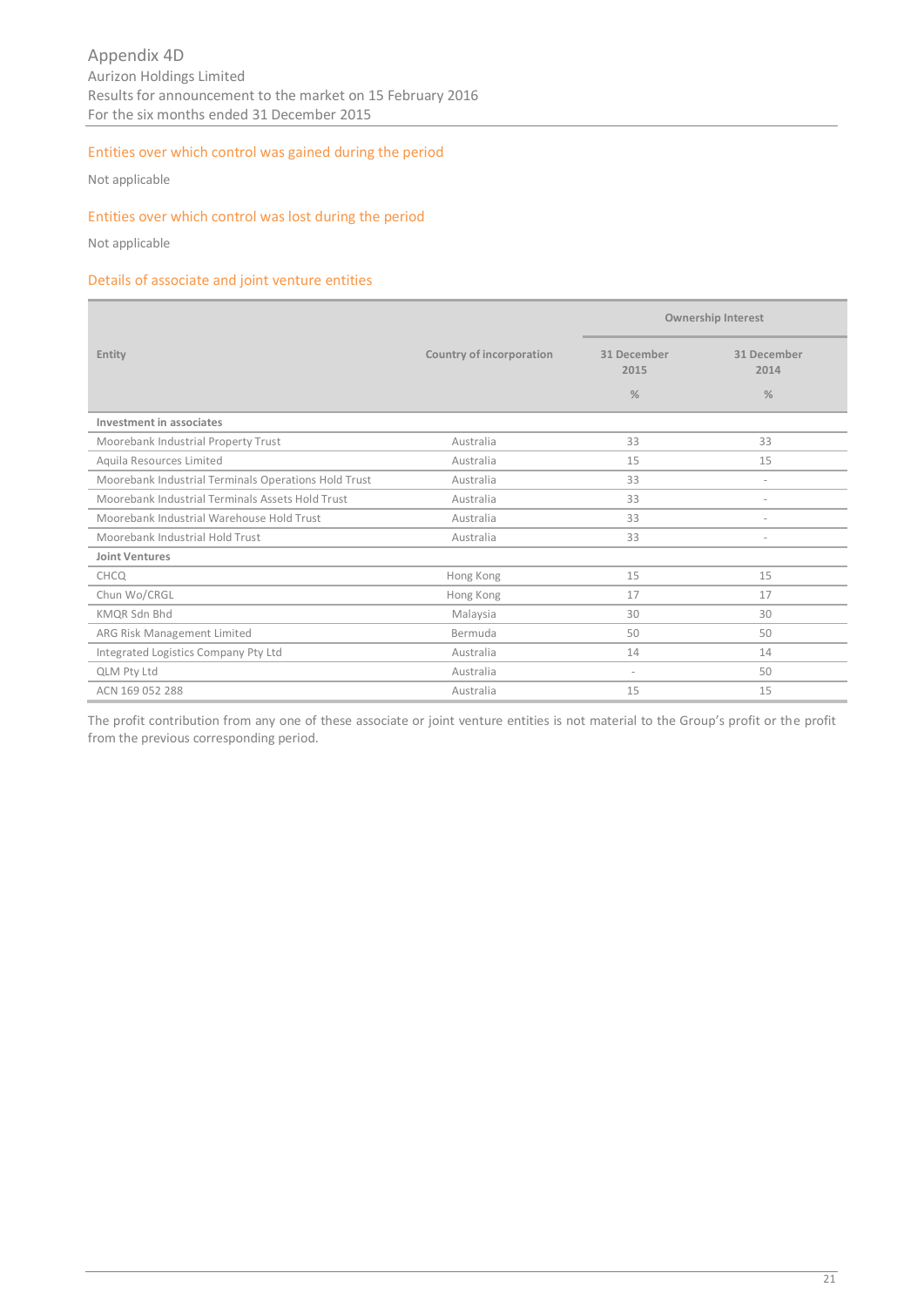## Entities over which control was gained during the period

Not applicable

## Entities over which control was lost during the period

Not applicable

## Details of associate and joint venture entities

| Entity | Country of incorporation | Ownership Interest | |
|---|---|---|---|
| | | 31 December 2015 % | 31 December 2014 % |
| **Investment in associates** | | | |
| Moorebank Industrial Property Trust | Australia | 33 | 33 |
| Aquila Resources Limited | Australia | 15 | 15 |
| Moorebank Industrial Terminals Operations Hold Trust | Australia | 33 | - |
| Moorebank Industrial Terminals Assets Hold Trust | Australia | 33 | - |
| Moorebank Industrial Warehouse Hold Trust | Australia | 33 | - |
| Moorebank Industrial Hold Trust | Australia | 33 | - |
| **Joint Ventures** | | | |
| CHCQ | Hong Kong | 15 | 15 |
| Chun Wo/CRGL | Hong Kong | 17 | 17 |
| KMQR Sdn Bhd | Malaysia | 30 | 30 |
| ARG Risk Management Limited | Bermuda | 50 | 50 |
| Integrated Logistics Company Pty Ltd | Australia | 14 | 14 |
| QLM Pty Ltd | Australia | - | 50 |
| ACN 169 052 288 | Australia | 15 | 15 |

The profit contribution from any one of these associate or joint venture entities is not material to the Group's profit or the profit from the previous corresponding period.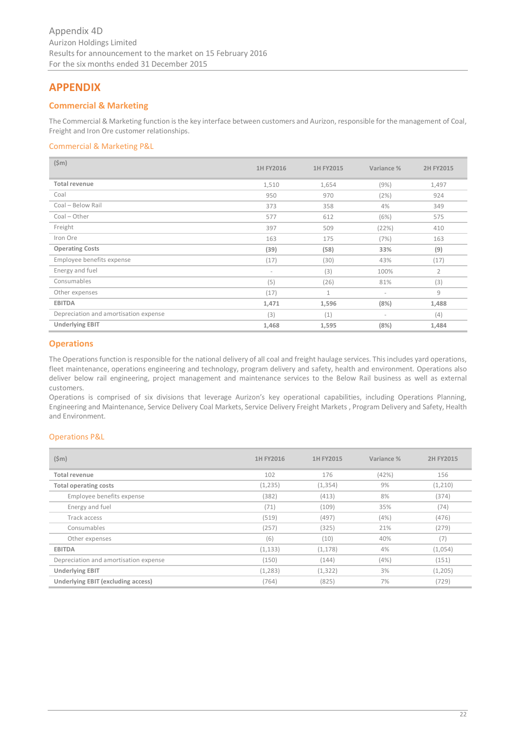# APPENDIX

## Commercial & Marketing

The Commercial & Marketing function is the key interface between customers and Aurizon, responsible for the management of Coal, Freight and Iron Ore customer relationships.

### Commercial & Marketing P&L

| ($m) | 1H FY2016 | 1H FY2015 | Variance % | 2H FY2015 |
|---|---|---|---|---|
| **Total revenue** | 1,510 | 1,654 | (9%) | 1,497 |
| Coal | 950 | 970 | (2%) | 924 |
| Coal – Below Rail | 373 | 358 | 4% | 349 |
| Coal – Other | 577 | 612 | (6%) | 575 |
| Freight | 397 | 509 | (22%) | 410 |
| Iron Ore | 163 | 175 | (7%) | 163 |
| **Operating Costs** | **(39)** | **(58)** | **33%** | **(9)** |
| Employee benefits expense | (17) | (30) | 43% | (17) |
| Energy and fuel | - | (3) | 100% | 2 |
| Consumables | (5) | (26) | 81% | (3) |
| Other expenses | (17) | 1 | - | 9 |
| **EBITDA** | **1,471** | **1,596** | **(8%)** | **1,488** |
| Depreciation and amortisation expense | (3) | (1) | - | (4) |
| **Underlying EBIT** | **1,468** | **1,595** | **(8%)** | **1,484** |

## Operations

The Operations function is responsible for the national delivery of all coal and freight haulage services. This includes yard operations, fleet maintenance, operations engineering and technology, program delivery and safety, health and environment. Operations also deliver below rail engineering, project management and maintenance services to the Below Rail business as well as external customers.

Operations is comprised of six divisions that leverage Aurizon's key operational capabilities, including Operations Planning, Engineering and Maintenance, Service Delivery Coal Markets, Service Delivery Freight Markets , Program Delivery and Safety, Health and Environment.

### Operations P&L

| ($m) | 1H FY2016 | 1H FY2015 | Variance % | 2H FY2015 |
|---|---|---|---|---|
| **Total revenue** | 102 | 176 | (42%) | 156 |
| **Total operating costs** | (1,235) | (1,354) | 9% | (1,210) |
| Employee benefits expense | (382) | (413) | 8% | (374) |
| Energy and fuel | (71) | (109) | 35% | (74) |
| Track access | (519) | (497) | (4%) | (476) |
| Consumables | (257) | (325) | 21% | (279) |
| Other expenses | (6) | (10) | 40% | (7) |
| **EBITDA** | (1,133) | (1,178) | 4% | (1,054) |
| Depreciation and amortisation expense | (150) | (144) | (4%) | (151) |
| **Underlying EBIT** | (1,283) | (1,322) | 3% | (1,205) |
| **Underlying EBIT (excluding access)** | (764) | (825) | 7% | (729) |